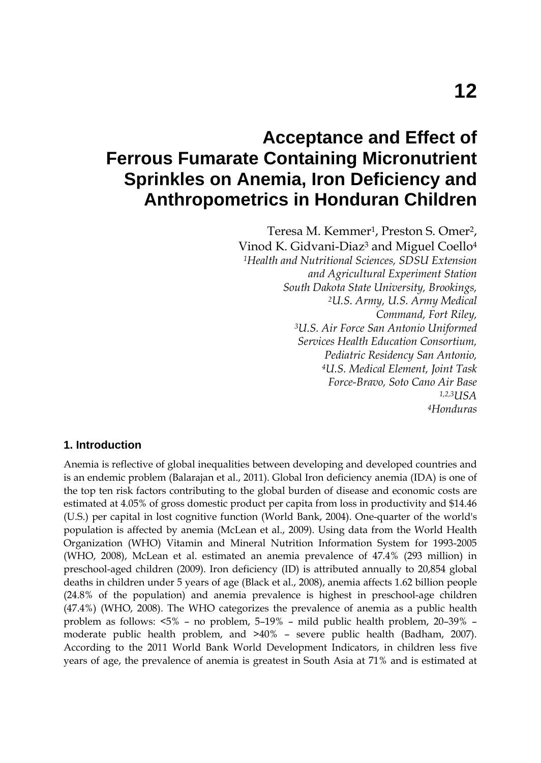# 12

# Acceptance and Effect of Ferrous Fumarate Containing Micronutrient Sprinkles on Anemia, Iron Deficiency and Anthropometrics in Honduran Children

Teresa M. Kemmer[1], Preston S. Omer[2], Vinod K. Gidvani-Diaz[3] and Miguel Coello[4]

*[1]Health and Nutritional Sciences, SDSU Extension and Agricultural Experiment Station South Dakota State University, Brookings,*
*[2]U.S. Army, U.S. Army Medical Command, Fort Riley,*
*[3]U.S. Air Force San Antonio Uniformed Services Health Education Consortium, Pediatric Residency San Antonio,*
*[4]U.S. Medical Element, Joint Task Force-Bravo, Soto Cano Air Base*
*[1,2,3]USA*
*[4]Honduras*

## 1. Introduction

Anemia is reflective of global inequalities between developing and developed countries and is an endemic problem (Balarajan et al., 2011). Global Iron deficiency anemia (IDA) is one of the top ten risk factors contributing to the global burden of disease and economic costs are estimated at 4.05% of gross domestic product per capita from loss in productivity and $14.46 (U.S.) per capital in lost cognitive function (World Bank, 2004). One-quarter of the world's population is affected by anemia (McLean et al., 2009). Using data from the World Health Organization (WHO) Vitamin and Mineral Nutrition Information System for 1993-2005 (WHO, 2008), McLean et al. estimated an anemia prevalence of 47.4% (293 million) in preschool-aged children (2009). Iron deficiency (ID) is attributed annually to 20,854 global deaths in children under 5 years of age (Black et al., 2008), anemia affects 1.62 billion people (24.8% of the population) and anemia prevalence is highest in preschool-age children (47.4%) (WHO, 2008). The WHO categorizes the prevalence of anemia as a public health problem as follows: <5% – no problem, 5–19% – mild public health problem, 20–39% – moderate public health problem, and >40% – severe public health (Badham, 2007). According to the 2011 World Bank World Development Indicators, in children less five years of age, the prevalence of anemia is greatest in South Asia at 71% and is estimated at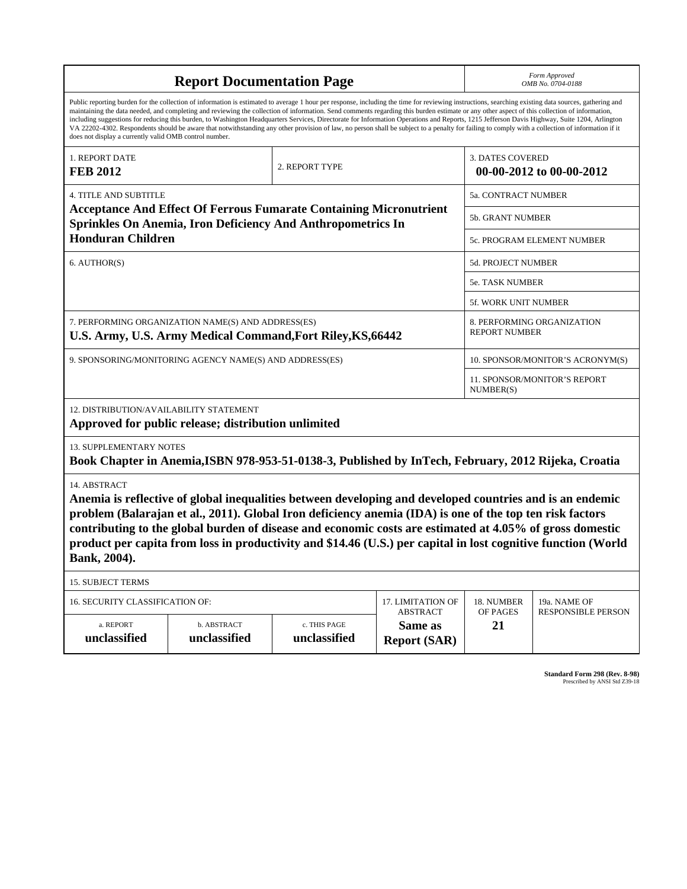# Report Documentation Page

*Form Approved*
*OMB No. 0704-0188*

Public reporting burden for the collection of information is estimated to average 1 hour per response, including the time for reviewing instructions, searching existing data sources, gathering and maintaining the data needed, and completing and reviewing the collection of information. Send comments regarding this burden estimate or any other aspect of this collection of information, including suggestions for reducing this burden, to Washington Headquarters Services, Directorate for Information Operations and Reports, 1215 Jefferson Davis Highway, Suite 1204, Arlington VA 22202-4302. Respondents should be aware that notwithstanding any other provision of law, no person shall be subject to a penalty for failing to comply with a collection of information if it does not display a currently valid OMB control number.

| 1. REPORT DATE | 2. REPORT TYPE | 3. DATES COVERED |
|---|---|---|
| **FEB 2012** | | **00-00-2012 to 00-00-2012** |

| 4. TITLE AND SUBTITLE | |
|---|---|
| **Acceptance And Effect Of Ferrous Fumarate Containing Micronutrient Sprinkles On Anemia, Iron Deficiency And Anthropometrics In Honduran Children** | 5a. CONTRACT NUMBER |
| | 5b. GRANT NUMBER |
| | 5c. PROGRAM ELEMENT NUMBER |
| 6. AUTHOR(S) | 5d. PROJECT NUMBER |
| | 5e. TASK NUMBER |
| | 5f. WORK UNIT NUMBER |
| 7. PERFORMING ORGANIZATION NAME(S) AND ADDRESS(ES) **U.S. Army, U.S. Army Medical Command,Fort Riley,KS,66442** | 8. PERFORMING ORGANIZATION REPORT NUMBER |
| 9. SPONSORING/MONITORING AGENCY NAME(S) AND ADDRESS(ES) | 10. SPONSOR/MONITOR'S ACRONYM(S) |
| | 11. SPONSOR/MONITOR'S REPORT NUMBER(S) |

12. DISTRIBUTION/AVAILABILITY STATEMENT

**Approved for public release; distribution unlimited**

13. SUPPLEMENTARY NOTES

**Book Chapter in Anemia,ISBN 978-953-51-0138-3, Published by InTech, February, 2012 Rijeka, Croatia**

14. ABSTRACT

**Anemia is reflective of global inequalities between developing and developed countries and is an endemic problem (Balarajan et al., 2011). Global Iron deficiency anemia (IDA) is one of the top ten risk factors contributing to the global burden of disease and economic costs are estimated at 4.05% of gross domestic product per capita from loss in productivity and $14.46 (U.S.) per capital in lost cognitive function (World Bank, 2004).**

15. SUBJECT TERMS

| 16. SECURITY CLASSIFICATION OF: | | | 17. LIMITATION OF ABSTRACT | 18. NUMBER OF PAGES | 19a. NAME OF RESPONSIBLE PERSON |
|---|---|---|---|---|---|
| a. REPORT | b. ABSTRACT | c. THIS PAGE | | | |
| **unclassified** | **unclassified** | **unclassified** | **Same as Report (SAR)** | **21** | |

**Standard Form 298 (Rev. 8-98)**
Prescribed by ANSI Std Z39-18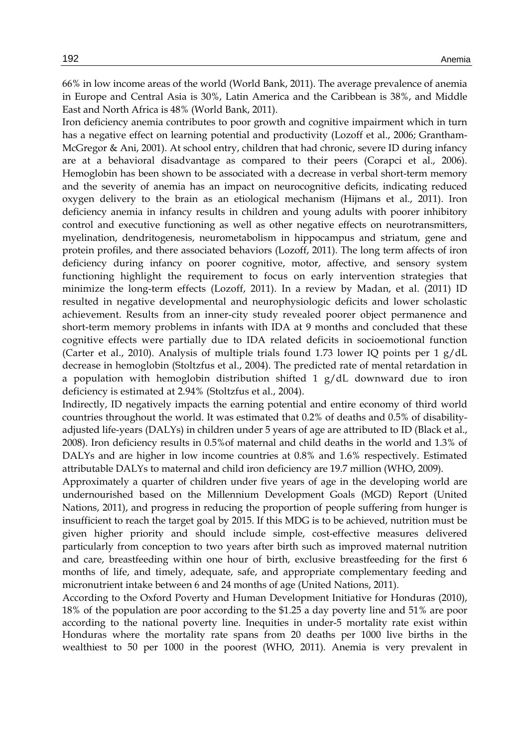66% in low income areas of the world (World Bank, 2011). The average prevalence of anemia in Europe and Central Asia is 30%, Latin America and the Caribbean is 38%, and Middle East and North Africa is 48% (World Bank, 2011).

Iron deficiency anemia contributes to poor growth and cognitive impairment which in turn has a negative effect on learning potential and productivity (Lozoff et al., 2006; Grantham-McGregor & Ani, 2001). At school entry, children that had chronic, severe ID during infancy are at a behavioral disadvantage as compared to their peers (Corapci et al., 2006). Hemoglobin has been shown to be associated with a decrease in verbal short-term memory and the severity of anemia has an impact on neurocognitive deficits, indicating reduced oxygen delivery to the brain as an etiological mechanism (Hijmans et al., 2011). Iron deficiency anemia in infancy results in children and young adults with poorer inhibitory control and executive functioning as well as other negative effects on neurotransmitters, myelination, dendritogenesis, neurometabolism in hippocampus and striatum, gene and protein profiles, and there associated behaviors (Lozoff, 2011). The long term affects of iron deficiency during infancy on poorer cognitive, motor, affective, and sensory system functioning highlight the requirement to focus on early intervention strategies that minimize the long-term effects (Lozoff, 2011). In a review by Madan, et al. (2011) ID resulted in negative developmental and neurophysiologic deficits and lower scholastic achievement. Results from an inner-city study revealed poorer object permanence and short-term memory problems in infants with IDA at 9 months and concluded that these cognitive effects were partially due to IDA related deficits in socioemotional function (Carter et al., 2010). Analysis of multiple trials found 1.73 lower IQ points per 1 g/dL decrease in hemoglobin (Stoltzfus et al., 2004). The predicted rate of mental retardation in a population with hemoglobin distribution shifted 1 g/dL downward due to iron deficiency is estimated at 2.94% (Stoltzfus et al., 2004).

Indirectly, ID negatively impacts the earning potential and entire economy of third world countries throughout the world. It was estimated that 0.2% of deaths and 0.5% of disability-adjusted life-years (DALYs) in children under 5 years of age are attributed to ID (Black et al., 2008). Iron deficiency results in 0.5%of maternal and child deaths in the world and 1.3% of DALYs and are higher in low income countries at 0.8% and 1.6% respectively. Estimated attributable DALYs to maternal and child iron deficiency are 19.7 million (WHO, 2009).

Approximately a quarter of children under five years of age in the developing world are undernourished based on the Millennium Development Goals (MGD) Report (United Nations, 2011), and progress in reducing the proportion of people suffering from hunger is insufficient to reach the target goal by 2015. If this MDG is to be achieved, nutrition must be given higher priority and should include simple, cost-effective measures delivered particularly from conception to two years after birth such as improved maternal nutrition and care, breastfeeding within one hour of birth, exclusive breastfeeding for the first 6 months of life, and timely, adequate, safe, and appropriate complementary feeding and micronutrient intake between 6 and 24 months of age (United Nations, 2011).

According to the Oxford Poverty and Human Development Initiative for Honduras (2010), 18% of the population are poor according to the $1.25 a day poverty line and 51% are poor according to the national poverty line. Inequities in under-5 mortality rate exist within Honduras where the mortality rate spans from 20 deaths per 1000 live births in the wealthiest to 50 per 1000 in the poorest (WHO, 2011). Anemia is very prevalent in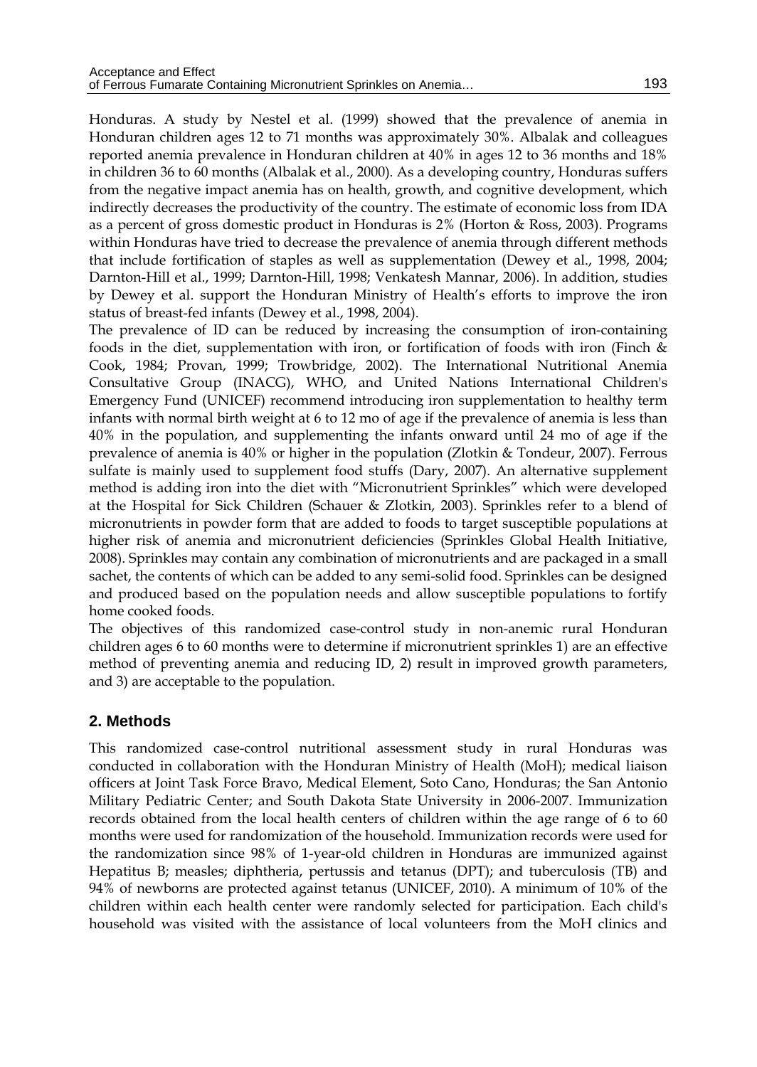Honduras. A study by Nestel et al. (1999) showed that the prevalence of anemia in Honduran children ages 12 to 71 months was approximately 30%. Albalak and colleagues reported anemia prevalence in Honduran children at 40% in ages 12 to 36 months and 18% in children 36 to 60 months (Albalak et al., 2000). As a developing country, Honduras suffers from the negative impact anemia has on health, growth, and cognitive development, which indirectly decreases the productivity of the country. The estimate of economic loss from IDA as a percent of gross domestic product in Honduras is 2% (Horton & Ross, 2003). Programs within Honduras have tried to decrease the prevalence of anemia through different methods that include fortification of staples as well as supplementation (Dewey et al., 1998, 2004; Darnton-Hill et al., 1999; Darnton-Hill, 1998; Venkatesh Mannar, 2006). In addition, studies by Dewey et al. support the Honduran Ministry of Health's efforts to improve the iron status of breast-fed infants (Dewey et al., 1998, 2004).

The prevalence of ID can be reduced by increasing the consumption of iron-containing foods in the diet, supplementation with iron, or fortification of foods with iron (Finch & Cook, 1984; Provan, 1999; Trowbridge, 2002). The International Nutritional Anemia Consultative Group (INACG), WHO, and United Nations International Children's Emergency Fund (UNICEF) recommend introducing iron supplementation to healthy term infants with normal birth weight at 6 to 12 mo of age if the prevalence of anemia is less than 40% in the population, and supplementing the infants onward until 24 mo of age if the prevalence of anemia is 40% or higher in the population (Zlotkin & Tondeur, 2007). Ferrous sulfate is mainly used to supplement food stuffs (Dary, 2007). An alternative supplement method is adding iron into the diet with "Micronutrient Sprinkles" which were developed at the Hospital for Sick Children (Schauer & Zlotkin, 2003). Sprinkles refer to a blend of micronutrients in powder form that are added to foods to target susceptible populations at higher risk of anemia and micronutrient deficiencies (Sprinkles Global Health Initiative, 2008). Sprinkles may contain any combination of micronutrients and are packaged in a small sachet, the contents of which can be added to any semi-solid food. Sprinkles can be designed and produced based on the population needs and allow susceptible populations to fortify home cooked foods.

The objectives of this randomized case-control study in non-anemic rural Honduran children ages 6 to 60 months were to determine if micronutrient sprinkles 1) are an effective method of preventing anemia and reducing ID, 2) result in improved growth parameters, and 3) are acceptable to the population.

## 2. Methods

This randomized case-control nutritional assessment study in rural Honduras was conducted in collaboration with the Honduran Ministry of Health (MoH); medical liaison officers at Joint Task Force Bravo, Medical Element, Soto Cano, Honduras; the San Antonio Military Pediatric Center; and South Dakota State University in 2006-2007. Immunization records obtained from the local health centers of children within the age range of 6 to 60 months were used for randomization of the household. Immunization records were used for the randomization since 98% of 1-year-old children in Honduras are immunized against Hepatitus B; measles; diphtheria, pertussis and tetanus (DPT); and tuberculosis (TB) and 94% of newborns are protected against tetanus (UNICEF, 2010). A minimum of 10% of the children within each health center were randomly selected for participation. Each child's household was visited with the assistance of local volunteers from the MoH clinics and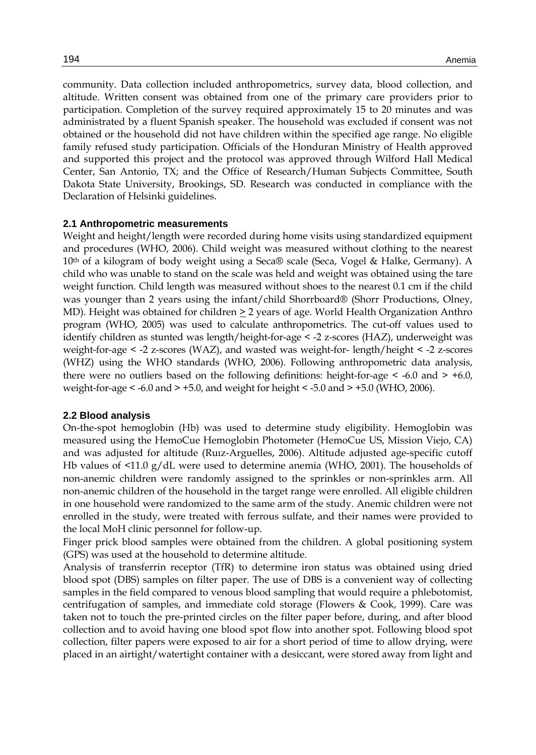community. Data collection included anthropometrics, survey data, blood collection, and altitude. Written consent was obtained from one of the primary care providers prior to participation. Completion of the survey required approximately 15 to 20 minutes and was administrated by a fluent Spanish speaker. The household was excluded if consent was not obtained or the household did not have children within the specified age range. No eligible family refused study participation. Officials of the Honduran Ministry of Health approved and supported this project and the protocol was approved through Wilford Hall Medical Center, San Antonio, TX; and the Office of Research/Human Subjects Committee, South Dakota State University, Brookings, SD. Research was conducted in compliance with the Declaration of Helsinki guidelines.

### 2.1 Anthropometric measurements

Weight and height/length were recorded during home visits using standardized equipment and procedures (WHO, 2006). Child weight was measured without clothing to the nearest $10^{th}$ of a kilogram of body weight using a Seca® scale (Seca, Vogel & Halke, Germany). A child who was unable to stand on the scale was held and weight was obtained using the tare weight function. Child length was measured without shoes to the nearest 0.1 cm if the child was younger than 2 years using the infant/child Shorrboard® (Shorr Productions, Olney, MD). Height was obtained for children $\geq$ 2 years of age. World Health Organization Anthro program (WHO, 2005) was used to calculate anthropometrics. The cut-off values used to identify children as stunted was length/height-for-age < -2 z-scores (HAZ), underweight was weight-for-age < -2 z-scores (WAZ), and wasted was weight-for- length/height < -2 z-scores (WHZ) using the WHO standards (WHO, 2006). Following anthropometric data analysis, there were no outliers based on the following definitions: height-for-age < -6.0 and > +6.0, weight-for-age < -6.0 and > +5.0, and weight for height < -5.0 and > +5.0 (WHO, 2006).

### 2.2 Blood analysis

On-the-spot hemoglobin (Hb) was used to determine study eligibility. Hemoglobin was measured using the HemoCue Hemoglobin Photometer (HemoCue US, Mission Viejo, CA) and was adjusted for altitude (Ruız-Arguelles, 2006). Altitude adjusted age-specific cutoff Hb values of <11.0 g/dL were used to determine anemia (WHO, 2001). The households of non-anemic children were randomly assigned to the sprinkles or non-sprinkles arm. All non-anemic children of the household in the target range were enrolled. All eligible children in one household were randomized to the same arm of the study. Anemic children were not enrolled in the study, were treated with ferrous sulfate, and their names were provided to the local MoH clinic personnel for follow-up.

Finger prick blood samples were obtained from the children. A global positioning system (GPS) was used at the household to determine altitude.

Analysis of transferrin receptor (TfR) to determine iron status was obtained using dried blood spot (DBS) samples on filter paper. The use of DBS is a convenient way of collecting samples in the field compared to venous blood sampling that would require a phlebotomist, centrifugation of samples, and immediate cold storage (Flowers & Cook, 1999). Care was taken not to touch the pre-printed circles on the filter paper before, during, and after blood collection and to avoid having one blood spot flow into another spot. Following blood spot collection, filter papers were exposed to air for a short period of time to allow drying, were placed in an airtight/watertight container with a desiccant, were stored away from light and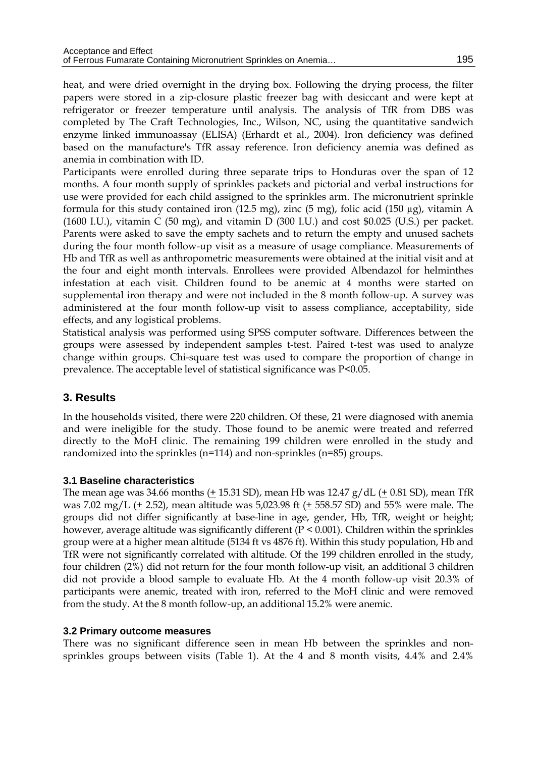heat, and were dried overnight in the drying box. Following the drying process, the filter papers were stored in a zip-closure plastic freezer bag with desiccant and were kept at refrigerator or freezer temperature until analysis. The analysis of TfR from DBS was completed by The Craft Technologies, Inc., Wilson, NC, using the quantitative sandwich enzyme linked immunoassay (ELISA) (Erhardt et al., 2004). Iron deficiency was defined based on the manufacture's TfR assay reference. Iron deficiency anemia was defined as anemia in combination with ID.

Participants were enrolled during three separate trips to Honduras over the span of 12 months. A four month supply of sprinkles packets and pictorial and verbal instructions for use were provided for each child assigned to the sprinkles arm. The micronutrient sprinkle formula for this study contained iron (12.5 mg), zinc (5 mg), folic acid (150 μg), vitamin A (1600 I.U.), vitamin C (50 mg), and vitamin D (300 I.U.) and cost $0.025 (U.S.) per packet. Parents were asked to save the empty sachets and to return the empty and unused sachets during the four month follow-up visit as a measure of usage compliance. Measurements of Hb and TfR as well as anthropometric measurements were obtained at the initial visit and at the four and eight month intervals. Enrollees were provided Albendazol for helminthes infestation at each visit. Children found to be anemic at 4 months were started on supplemental iron therapy and were not included in the 8 month follow-up. A survey was administered at the four month follow-up visit to assess compliance, acceptability, side effects, and any logistical problems.

Statistical analysis was performed using SPSS computer software. Differences between the groups were assessed by independent samples t-test. Paired t-test was used to analyze change within groups. Chi-square test was used to compare the proportion of change in prevalence. The acceptable level of statistical significance was $P<0.05$.

## 3. Results

In the households visited, there were 220 children. Of these, 21 were diagnosed with anemia and were ineligible for the study. Those found to be anemic were treated and referred directly to the MoH clinic. The remaining 199 children were enrolled in the study and randomized into the sprinkles (n=114) and non-sprinkles (n=85) groups.

### 3.1 Baseline characteristics

The mean age was 34.66 months (± 15.31 SD), mean Hb was 12.47 g/dL (± 0.81 SD), mean TfR was 7.02 mg/L (± 2.52), mean altitude was 5,023.98 ft (± 558.57 SD) and 55% were male. The groups did not differ significantly at base-line in age, gender, Hb, TfR, weight or height; however, average altitude was significantly different ($P < 0.001$). Children within the sprinkles group were at a higher mean altitude (5134 ft vs 4876 ft). Within this study population, Hb and TfR were not significantly correlated with altitude. Of the 199 children enrolled in the study, four children (2%) did not return for the four month follow-up visit, an additional 3 children did not provide a blood sample to evaluate Hb. At the 4 month follow-up visit 20.3% of participants were anemic, treated with iron, referred to the MoH clinic and were removed from the study. At the 8 month follow-up, an additional 15.2% were anemic.

### 3.2 Primary outcome measures

There was no significant difference seen in mean Hb between the sprinkles and non-sprinkles groups between visits (Table 1). At the 4 and 8 month visits, 4.4% and 2.4%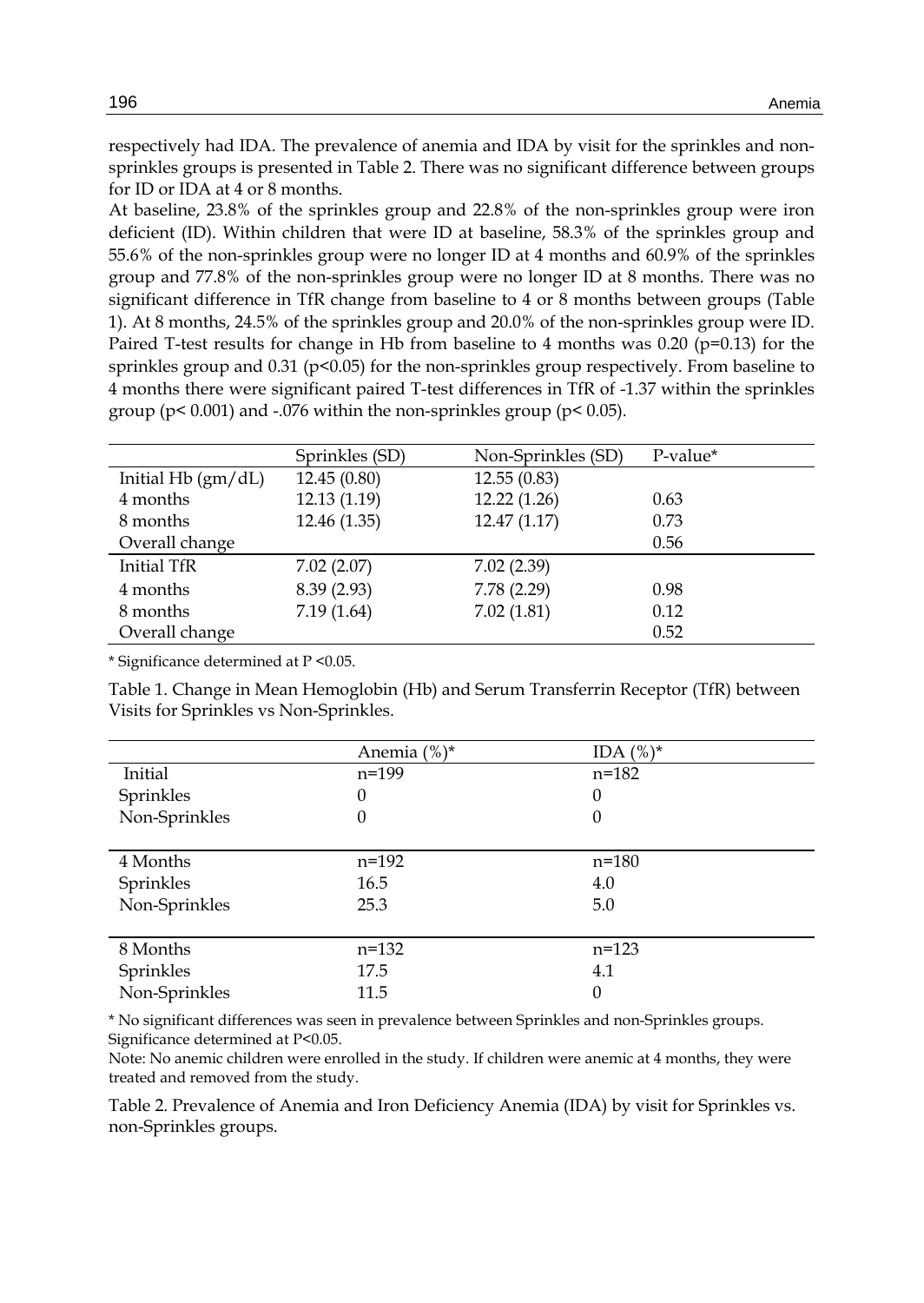respectively had IDA. The prevalence of anemia and IDA by visit for the sprinkles and non-sprinkles groups is presented in Table 2. There was no significant difference between groups for ID or IDA at 4 or 8 months.

At baseline, 23.8% of the sprinkles group and 22.8% of the non-sprinkles group were iron deficient (ID). Within children that were ID at baseline, 58.3% of the sprinkles group and 55.6% of the non-sprinkles group were no longer ID at 4 months and 60.9% of the sprinkles group and 77.8% of the non-sprinkles group were no longer ID at 8 months. There was no significant difference in TfR change from baseline to 4 or 8 months between groups (Table 1). At 8 months, 24.5% of the sprinkles group and 20.0% of the non-sprinkles group were ID. Paired T-test results for change in Hb from baseline to 4 months was 0.20 ($p=0.13$) for the sprinkles group and 0.31 ($p<0.05$) for the non-sprinkles group respectively. From baseline to 4 months there were significant paired T-test differences in TfR of -1.37 within the sprinkles group ($p< 0.001$) and -.076 within the non-sprinkles group ($p< 0.05$).

| | Sprinkles (SD) | Non-Sprinkles (SD) | P-value* |
|---|---|---|---|
| Initial Hb (gm/dL) | 12.45 (0.80) | 12.55 (0.83) | |
| 4 months | 12.13 (1.19) | 12.22 (1.26) | 0.63 |
| 8 months | 12.46 (1.35) | 12.47 (1.17) | 0.73 |
| Overall change | | | 0.56 |
| Initial TfR | 7.02 (2.07) | 7.02 (2.39) | |
| 4 months | 8.39 (2.93) | 7.78 (2.29) | 0.98 |
| 8 months | 7.19 (1.64) | 7.02 (1.81) | 0.12 |
| Overall change | | | 0.52 |

* Significance determined at $P <0.05$.

Table 1. Change in Mean Hemoglobin (Hb) and Serum Transferrin Receptor (TfR) between Visits for Sprinkles vs Non-Sprinkles.

| | Anemia (%)* | IDA (%)* |
|---|---|---|
| Initial | n=199 | n=182 |
| Sprinkles | 0 | 0 |
| Non-Sprinkles | 0 | 0 |
| 4 Months | n=192 | n=180 |
| Sprinkles | 16.5 | 4.0 |
| Non-Sprinkles | 25.3 | 5.0 |
| 8 Months | n=132 | n=123 |
| Sprinkles | 17.5 | 4.1 |
| Non-Sprinkles | 11.5 | 0 |

* No significant differences was seen in prevalence between Sprinkles and non-Sprinkles groups. Significance determined at $P<0.05$.

Note: No anemic children were enrolled in the study. If children were anemic at 4 months, they were treated and removed from the study.

Table 2. Prevalence of Anemia and Iron Deficiency Anemia (IDA) by visit for Sprinkles vs. non-Sprinkles groups.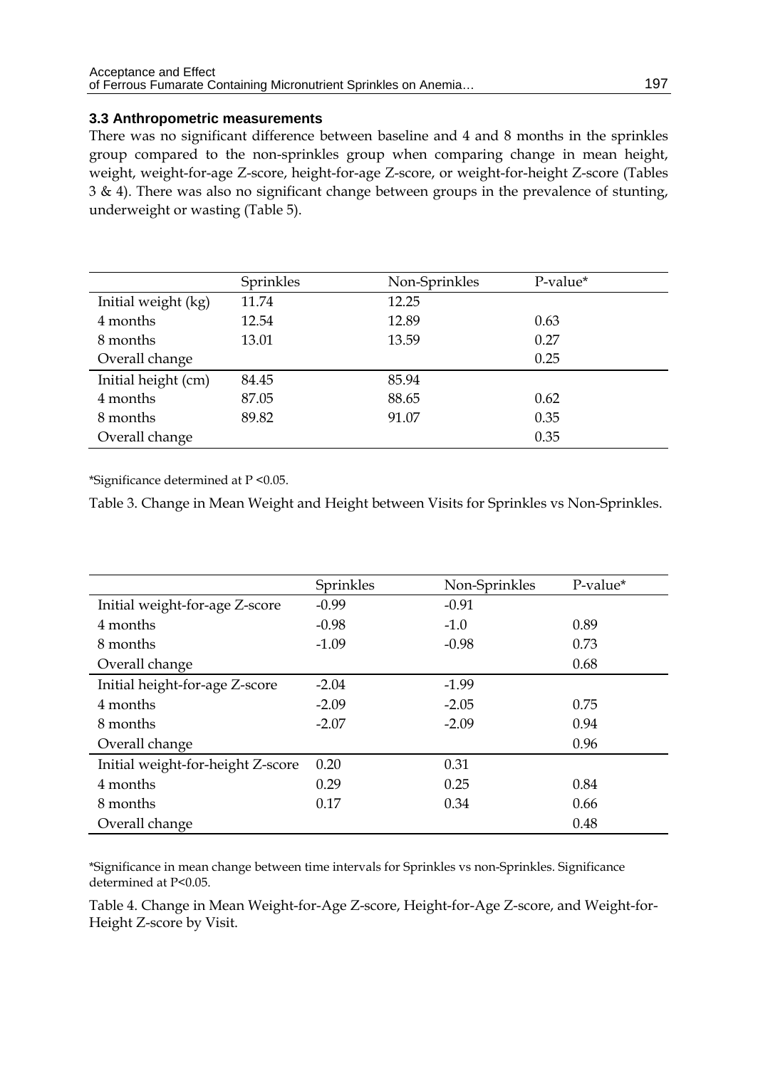### 3.3 Anthropometric measurements

There was no significant difference between baseline and 4 and 8 months in the sprinkles group compared to the non-sprinkles group when comparing change in mean height, weight, weight-for-age Z-score, height-for-age Z-score, or weight-for-height Z-score (Tables 3 & 4). There was also no significant change between groups in the prevalence of stunting, underweight or wasting (Table 5).

| | Sprinkles | Non-Sprinkles | P-value* |
|---|---|---|---|
| Initial weight (kg) | 11.74 | 12.25 | |
| 4 months | 12.54 | 12.89 | 0.63 |
| 8 months | 13.01 | 13.59 | 0.27 |
| Overall change | | | 0.25 |
| Initial height (cm) | 84.45 | 85.94 | |
| 4 months | 87.05 | 88.65 | 0.62 |
| 8 months | 89.82 | 91.07 | 0.35 |
| Overall change | | | 0.35 |

*Significance determined at $P < 0.05$.

Table 3. Change in Mean Weight and Height between Visits for Sprinkles vs Non-Sprinkles.

| | Sprinkles | Non-Sprinkles | P-value* |
|---|---|---|---|
| Initial weight-for-age Z-score | -0.99 | -0.91 | |
| 4 months | -0.98 | -1.0 | 0.89 |
| 8 months | -1.09 | -0.98 | 0.73 |
| Overall change | | | 0.68 |
| Initial height-for-age Z-score | -2.04 | -1.99 | |
| 4 months | -2.09 | -2.05 | 0.75 |
| 8 months | -2.07 | -2.09 | 0.94 |
| Overall change | | | 0.96 |
| Initial weight-for-height Z-score | 0.20 | 0.31 | |
| 4 months | 0.29 | 0.25 | 0.84 |
| 8 months | 0.17 | 0.34 | 0.66 |
| Overall change | | | 0.48 |

*Significance in mean change between time intervals for Sprinkles vs non-Sprinkles. Significance determined at $P<0.05$.

Table 4. Change in Mean Weight-for-Age Z-score, Height-for-Age Z-score, and Weight-for-Height Z-score by Visit.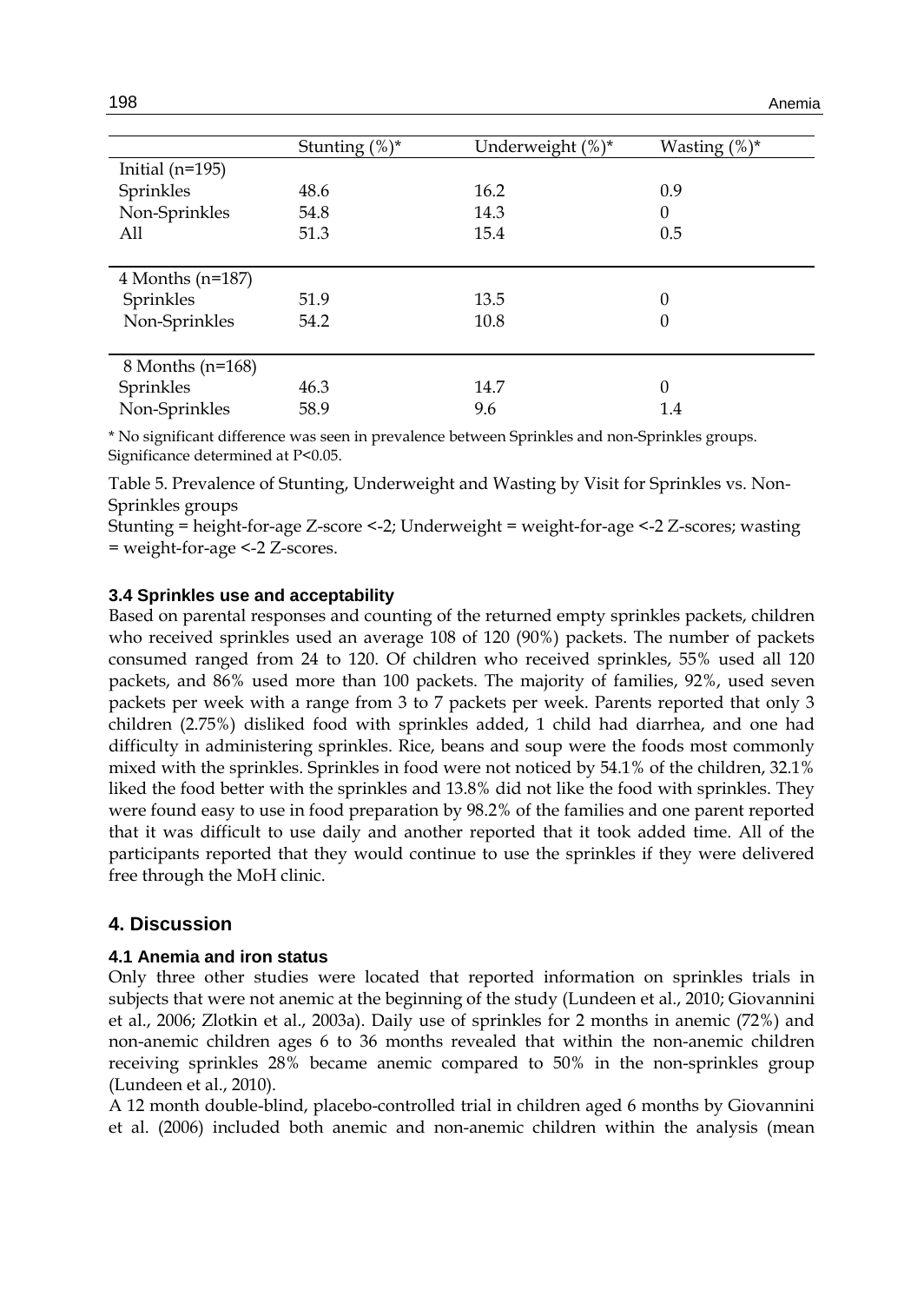| | Stunting (%)* | Underweight (%)* | Wasting (%)* |
|---|---|---|---|
| Initial (n=195) | | | |
| Sprinkles | 48.6 | 16.2 | 0.9 |
| Non-Sprinkles | 54.8 | 14.3 | 0 |
| All | 51.3 | 15.4 | 0.5 |
| 4 Months (n=187) | | | |
| Sprinkles | 51.9 | 13.5 | 0 |
| Non-Sprinkles | 54.2 | 10.8 | 0 |
| 8 Months (n=168) | | | |
| Sprinkles | 46.3 | 14.7 | 0 |
| Non-Sprinkles | 58.9 | 9.6 | 1.4 |

* No significant difference was seen in prevalence between Sprinkles and non-Sprinkles groups. Significance determined at $P<0.05$.

Table 5. Prevalence of Stunting, Underweight and Wasting by Visit for Sprinkles vs. Non-Sprinkles groups

Stunting = height-for-age Z-score <-2; Underweight = weight-for-age <-2 Z-scores; wasting = weight-for-age <-2 Z-scores.

### 3.4 Sprinkles use and acceptability

Based on parental responses and counting of the returned empty sprinkles packets, children who received sprinkles used an average 108 of 120 (90%) packets. The number of packets consumed ranged from 24 to 120. Of children who received sprinkles, 55% used all 120 packets, and 86% used more than 100 packets. The majority of families, 92%, used seven packets per week with a range from 3 to 7 packets per week. Parents reported that only 3 children (2.75%) disliked food with sprinkles added, 1 child had diarrhea, and one had difficulty in administering sprinkles. Rice, beans and soup were the foods most commonly mixed with the sprinkles. Sprinkles in food were not noticed by 54.1% of the children, 32.1% liked the food better with the sprinkles and 13.8% did not like the food with sprinkles. They were found easy to use in food preparation by 98.2% of the families and one parent reported that it was difficult to use daily and another reported that it took added time. All of the participants reported that they would continue to use the sprinkles if they were delivered free through the MoH clinic.

## 4. Discussion

### 4.1 Anemia and iron status

Only three other studies were located that reported information on sprinkles trials in subjects that were not anemic at the beginning of the study (Lundeen et al., 2010; Giovannini et al., 2006; Zlotkin et al., 2003a). Daily use of sprinkles for 2 months in anemic (72%) and non-anemic children ages 6 to 36 months revealed that within the non-anemic children receiving sprinkles 28% became anemic compared to 50% in the non-sprinkles group (Lundeen et al., 2010).

A 12 month double-blind, placebo-controlled trial in children aged 6 months by Giovannini et al. (2006) included both anemic and non-anemic children within the analysis (mean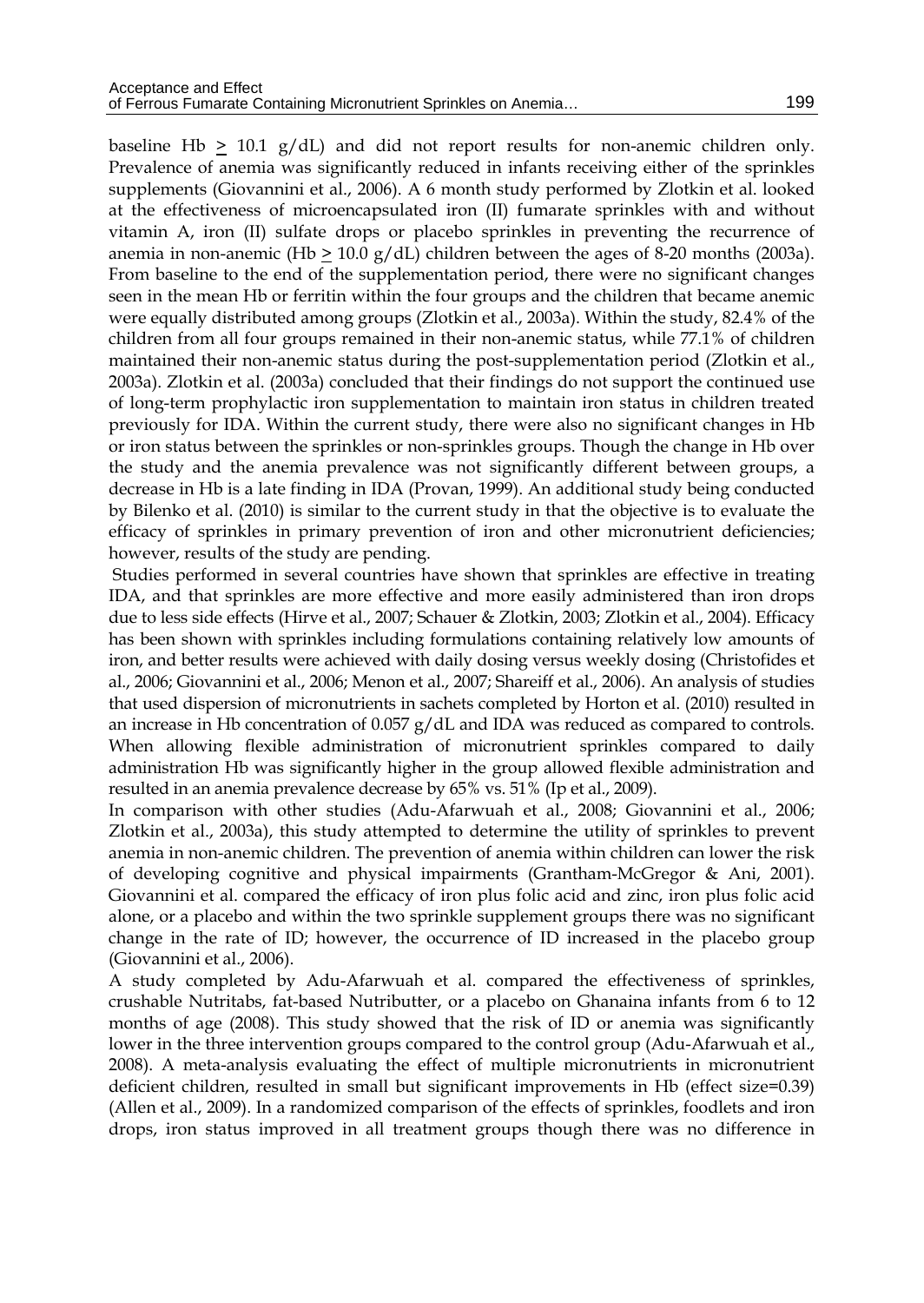baseline Hb $\geq$ 10.1 g/dL) and did not report results for non-anemic children only. Prevalence of anemia was significantly reduced in infants receiving either of the sprinkles supplements (Giovannini et al., 2006). A 6 month study performed by Zlotkin et al. looked at the effectiveness of microencapsulated iron (II) fumarate sprinkles with and without vitamin A, iron (II) sulfate drops or placebo sprinkles in preventing the recurrence of anemia in non-anemic (Hb $\geq$ 10.0 g/dL) children between the ages of 8-20 months (2003a). From baseline to the end of the supplementation period, there were no significant changes seen in the mean Hb or ferritin within the four groups and the children that became anemic were equally distributed among groups (Zlotkin et al., 2003a). Within the study, 82.4% of the children from all four groups remained in their non-anemic status, while 77.1% of children maintained their non-anemic status during the post-supplementation period (Zlotkin et al., 2003a). Zlotkin et al. (2003a) concluded that their findings do not support the continued use of long-term prophylactic iron supplementation to maintain iron status in children treated previously for IDA. Within the current study, there were also no significant changes in Hb or iron status between the sprinkles or non-sprinkles groups. Though the change in Hb over the study and the anemia prevalence was not significantly different between groups, a decrease in Hb is a late finding in IDA (Provan, 1999). An additional study being conducted by Bilenko et al. (2010) is similar to the current study in that the objective is to evaluate the efficacy of sprinkles in primary prevention of iron and other micronutrient deficiencies; however, results of the study are pending.

Studies performed in several countries have shown that sprinkles are effective in treating IDA, and that sprinkles are more effective and more easily administered than iron drops due to less side effects (Hirve et al., 2007; Schauer & Zlotkin, 2003; Zlotkin et al., 2004). Efficacy has been shown with sprinkles including formulations containing relatively low amounts of iron, and better results were achieved with daily dosing versus weekly dosing (Christofides et al., 2006; Giovannini et al., 2006; Menon et al., 2007; Shareiff et al., 2006). An analysis of studies that used dispersion of micronutrients in sachets completed by Horton et al. (2010) resulted in an increase in Hb concentration of 0.057 g/dL and IDA was reduced as compared to controls. When allowing flexible administration of micronutrient sprinkles compared to daily administration Hb was significantly higher in the group allowed flexible administration and resulted in an anemia prevalence decrease by 65% vs. 51% (Ip et al., 2009).

In comparison with other studies (Adu-Afarwuah et al., 2008; Giovannini et al., 2006; Zlotkin et al., 2003a), this study attempted to determine the utility of sprinkles to prevent anemia in non-anemic children. The prevention of anemia within children can lower the risk of developing cognitive and physical impairments (Grantham-McGregor & Ani, 2001). Giovannini et al. compared the efficacy of iron plus folic acid and zinc, iron plus folic acid alone, or a placebo and within the two sprinkle supplement groups there was no significant change in the rate of ID; however, the occurrence of ID increased in the placebo group (Giovannini et al., 2006).

A study completed by Adu-Afarwuah et al. compared the effectiveness of sprinkles, crushable Nutritabs, fat-based Nutributter, or a placebo on Ghanaina infants from 6 to 12 months of age (2008). This study showed that the risk of ID or anemia was significantly lower in the three intervention groups compared to the control group (Adu-Afarwuah et al., 2008). A meta-analysis evaluating the effect of multiple micronutrients in micronutrient deficient children, resulted in small but significant improvements in Hb (effect size=0.39) (Allen et al., 2009). In a randomized comparison of the effects of sprinkles, foodlets and iron drops, iron status improved in all treatment groups though there was no difference in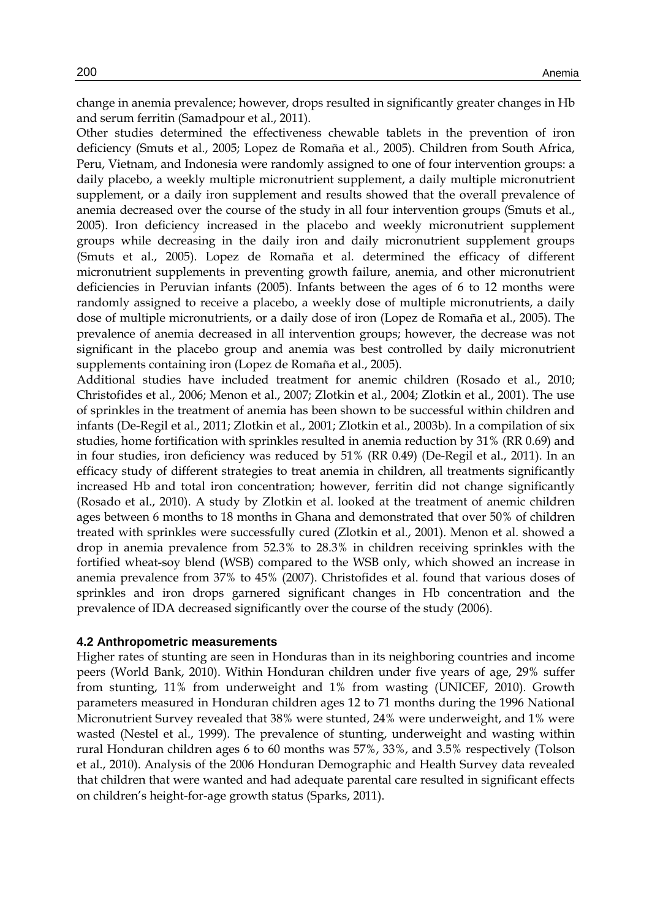change in anemia prevalence; however, drops resulted in significantly greater changes in Hb and serum ferritin (Samadpour et al., 2011).

Other studies determined the effectiveness chewable tablets in the prevention of iron deficiency (Smuts et al., 2005; Lopez de Romaña et al., 2005). Children from South Africa, Peru, Vietnam, and Indonesia were randomly assigned to one of four intervention groups: a daily placebo, a weekly multiple micronutrient supplement, a daily multiple micronutrient supplement, or a daily iron supplement and results showed that the overall prevalence of anemia decreased over the course of the study in all four intervention groups (Smuts et al., 2005). Iron deficiency increased in the placebo and weekly micronutrient supplement groups while decreasing in the daily iron and daily micronutrient supplement groups (Smuts et al., 2005). Lopez de Romaña et al. determined the efficacy of different micronutrient supplements in preventing growth failure, anemia, and other micronutrient deficiencies in Peruvian infants (2005). Infants between the ages of 6 to 12 months were randomly assigned to receive a placebo, a weekly dose of multiple micronutrients, a daily dose of multiple micronutrients, or a daily dose of iron (Lopez de Romaña et al., 2005). The prevalence of anemia decreased in all intervention groups; however, the decrease was not significant in the placebo group and anemia was best controlled by daily micronutrient supplements containing iron (Lopez de Romaña et al., 2005).

Additional studies have included treatment for anemic children (Rosado et al., 2010; Christofides et al., 2006; Menon et al., 2007; Zlotkin et al., 2004; Zlotkin et al., 2001). The use of sprinkles in the treatment of anemia has been shown to be successful within children and infants (De-Regil et al., 2011; Zlotkin et al., 2001; Zlotkin et al., 2003b). In a compilation of six studies, home fortification with sprinkles resulted in anemia reduction by 31% (RR 0.69) and in four studies, iron deficiency was reduced by 51% (RR 0.49) (De-Regil et al., 2011). In an efficacy study of different strategies to treat anemia in children, all treatments significantly increased Hb and total iron concentration; however, ferritin did not change significantly (Rosado et al., 2010). A study by Zlotkin et al. looked at the treatment of anemic children ages between 6 months to 18 months in Ghana and demonstrated that over 50% of children treated with sprinkles were successfully cured (Zlotkin et al., 2001). Menon et al. showed a drop in anemia prevalence from 52.3% to 28.3% in children receiving sprinkles with the fortified wheat-soy blend (WSB) compared to the WSB only, which showed an increase in anemia prevalence from 37% to 45% (2007). Christofides et al. found that various doses of sprinkles and iron drops garnered significant changes in Hb concentration and the prevalence of IDA decreased significantly over the course of the study (2006).

### 4.2 Anthropometric measurements

Higher rates of stunting are seen in Honduras than in its neighboring countries and income peers (World Bank, 2010). Within Honduran children under five years of age, 29% suffer from stunting, 11% from underweight and 1% from wasting (UNICEF, 2010). Growth parameters measured in Honduran children ages 12 to 71 months during the 1996 National Micronutrient Survey revealed that 38% were stunted, 24% were underweight, and 1% were wasted (Nestel et al., 1999). The prevalence of stunting, underweight and wasting within rural Honduran children ages 6 to 60 months was 57%, 33%, and 3.5% respectively (Tolson et al., 2010). Analysis of the 2006 Honduran Demographic and Health Survey data revealed that children that were wanted and had adequate parental care resulted in significant effects on children's height-for-age growth status (Sparks, 2011).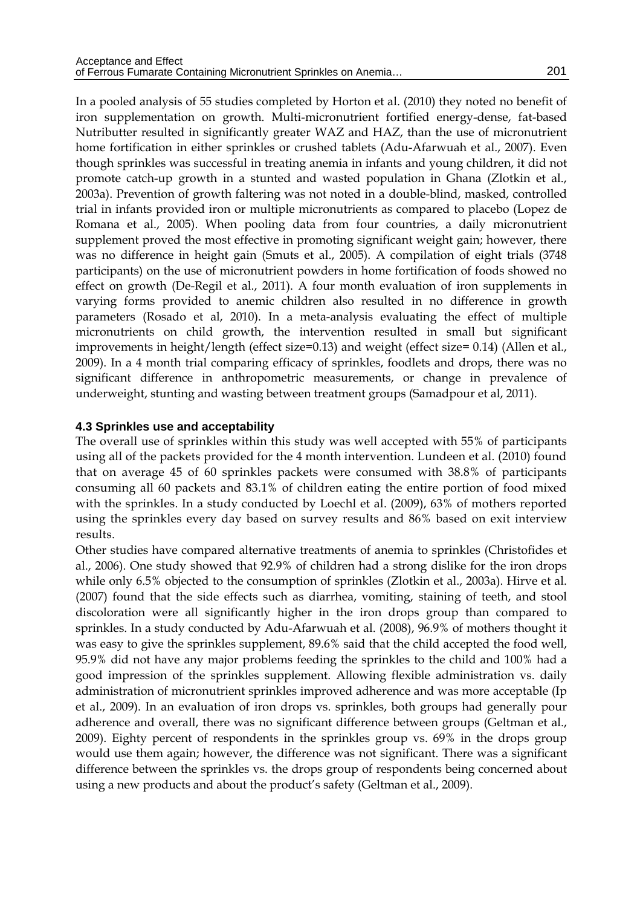In a pooled analysis of 55 studies completed by Horton et al. (2010) they noted no benefit of iron supplementation on growth. Multi-micronutrient fortified energy-dense, fat-based Nutributter resulted in significantly greater WAZ and HAZ, than the use of micronutrient home fortification in either sprinkles or crushed tablets (Adu-Afarwuah et al., 2007). Even though sprinkles was successful in treating anemia in infants and young children, it did not promote catch-up growth in a stunted and wasted population in Ghana (Zlotkin et al., 2003a). Prevention of growth faltering was not noted in a double-blind, masked, controlled trial in infants provided iron or multiple micronutrients as compared to placebo (Lopez de Romana et al., 2005). When pooling data from four countries, a daily micronutrient supplement proved the most effective in promoting significant weight gain; however, there was no difference in height gain (Smuts et al., 2005). A compilation of eight trials (3748 participants) on the use of micronutrient powders in home fortification of foods showed no effect on growth (De-Regil et al., 2011). A four month evaluation of iron supplements in varying forms provided to anemic children also resulted in no difference in growth parameters (Rosado et al, 2010). In a meta-analysis evaluating the effect of multiple micronutrients on child growth, the intervention resulted in small but significant improvements in height/length (effect size=0.13) and weight (effect size= 0.14) (Allen et al., 2009). In a 4 month trial comparing efficacy of sprinkles, foodlets and drops, there was no significant difference in anthropometric measurements, or change in prevalence of underweight, stunting and wasting between treatment groups (Samadpour et al, 2011).

### 4.3 Sprinkles use and acceptability

The overall use of sprinkles within this study was well accepted with 55% of participants using all of the packets provided for the 4 month intervention. Lundeen et al. (2010) found that on average 45 of 60 sprinkles packets were consumed with 38.8% of participants consuming all 60 packets and 83.1% of children eating the entire portion of food mixed with the sprinkles. In a study conducted by Loechl et al. (2009), 63% of mothers reported using the sprinkles every day based on survey results and 86% based on exit interview results.

Other studies have compared alternative treatments of anemia to sprinkles (Christofides et al., 2006). One study showed that 92.9% of children had a strong dislike for the iron drops while only 6.5% objected to the consumption of sprinkles (Zlotkin et al., 2003a). Hirve et al. (2007) found that the side effects such as diarrhea, vomiting, staining of teeth, and stool discoloration were all significantly higher in the iron drops group than compared to sprinkles. In a study conducted by Adu-Afarwuah et al. (2008), 96.9% of mothers thought it was easy to give the sprinkles supplement, 89.6% said that the child accepted the food well, 95.9% did not have any major problems feeding the sprinkles to the child and 100% had a good impression of the sprinkles supplement. Allowing flexible administration vs. daily administration of micronutrient sprinkles improved adherence and was more acceptable (Ip et al., 2009). In an evaluation of iron drops vs. sprinkles, both groups had generally pour adherence and overall, there was no significant difference between groups (Geltman et al., 2009). Eighty percent of respondents in the sprinkles group vs. 69% in the drops group would use them again; however, the difference was not significant. There was a significant difference between the sprinkles vs. the drops group of respondents being concerned about using a new products and about the product's safety (Geltman et al., 2009).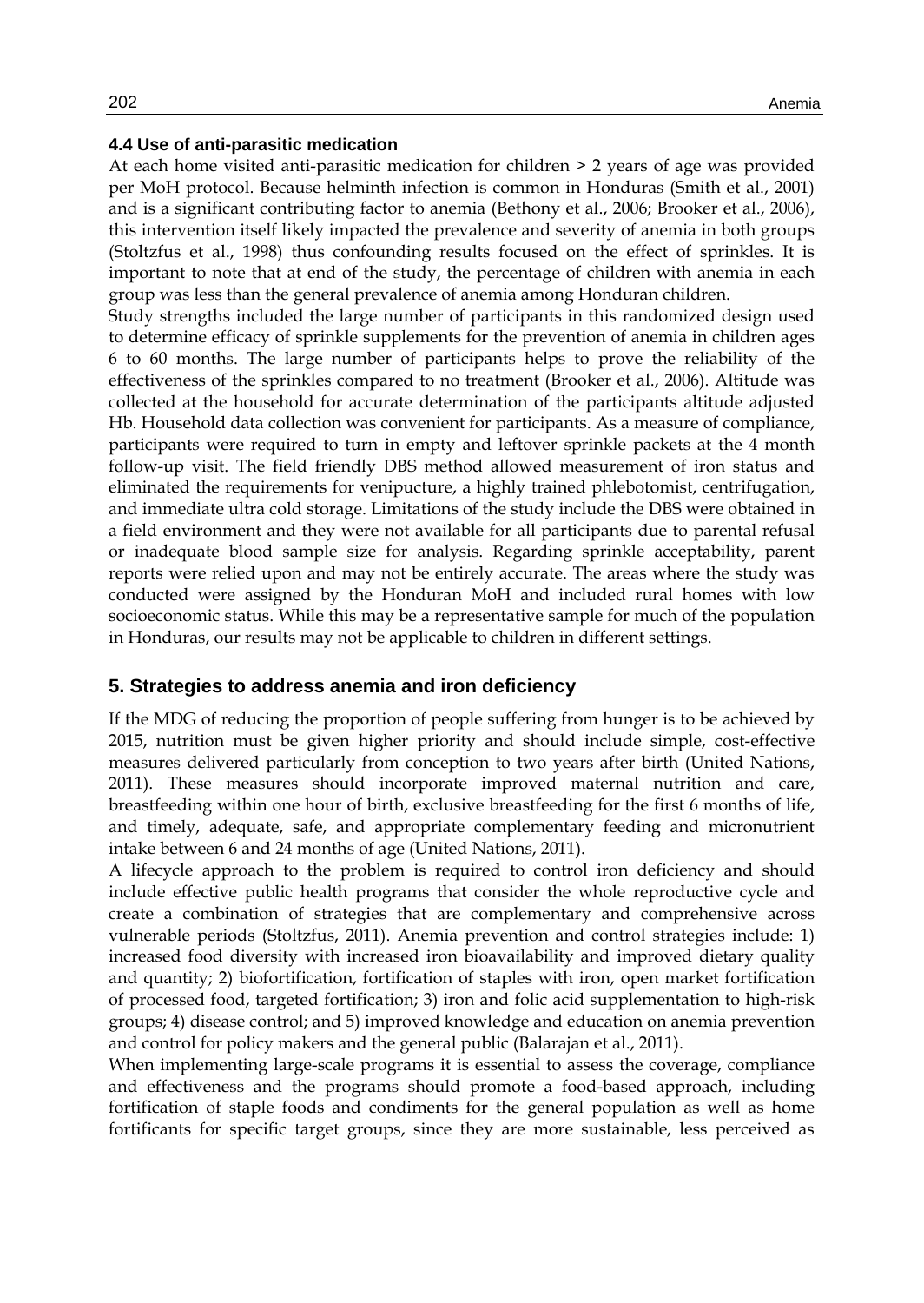### 4.4 Use of anti-parasitic medication

At each home visited anti-parasitic medication for children > 2 years of age was provided per MoH protocol. Because helminth infection is common in Honduras (Smith et al., 2001) and is a significant contributing factor to anemia (Bethony et al., 2006; Brooker et al., 2006), this intervention itself likely impacted the prevalence and severity of anemia in both groups (Stoltzfus et al., 1998) thus confounding results focused on the effect of sprinkles. It is important to note that at end of the study, the percentage of children with anemia in each group was less than the general prevalence of anemia among Honduran children.

Study strengths included the large number of participants in this randomized design used to determine efficacy of sprinkle supplements for the prevention of anemia in children ages 6 to 60 months. The large number of participants helps to prove the reliability of the effectiveness of the sprinkles compared to no treatment (Brooker et al., 2006). Altitude was collected at the household for accurate determination of the participants altitude adjusted Hb. Household data collection was convenient for participants. As a measure of compliance, participants were required to turn in empty and leftover sprinkle packets at the 4 month follow-up visit. The field friendly DBS method allowed measurement of iron status and eliminated the requirements for venipucture, a highly trained phlebotomist, centrifugation, and immediate ultra cold storage. Limitations of the study include the DBS were obtained in a field environment and they were not available for all participants due to parental refusal or inadequate blood sample size for analysis. Regarding sprinkle acceptability, parent reports were relied upon and may not be entirely accurate. The areas where the study was conducted were assigned by the Honduran MoH and included rural homes with low socioeconomic status. While this may be a representative sample for much of the population in Honduras, our results may not be applicable to children in different settings.

## 5. Strategies to address anemia and iron deficiency

If the MDG of reducing the proportion of people suffering from hunger is to be achieved by 2015, nutrition must be given higher priority and should include simple, cost-effective measures delivered particularly from conception to two years after birth (United Nations, 2011). These measures should incorporate improved maternal nutrition and care, breastfeeding within one hour of birth, exclusive breastfeeding for the first 6 months of life, and timely, adequate, safe, and appropriate complementary feeding and micronutrient intake between 6 and 24 months of age (United Nations, 2011).

A lifecycle approach to the problem is required to control iron deficiency and should include effective public health programs that consider the whole reproductive cycle and create a combination of strategies that are complementary and comprehensive across vulnerable periods (Stoltzfus, 2011). Anemia prevention and control strategies include: 1) increased food diversity with increased iron bioavailability and improved dietary quality and quantity; 2) biofortification, fortification of staples with iron, open market fortification of processed food, targeted fortification; 3) iron and folic acid supplementation to high-risk groups; 4) disease control; and 5) improved knowledge and education on anemia prevention and control for policy makers and the general public (Balarajan et al., 2011).

When implementing large-scale programs it is essential to assess the coverage, compliance and effectiveness and the programs should promote a food-based approach, including fortification of staple foods and condiments for the general population as well as home fortificants for specific target groups, since they are more sustainable, less perceived as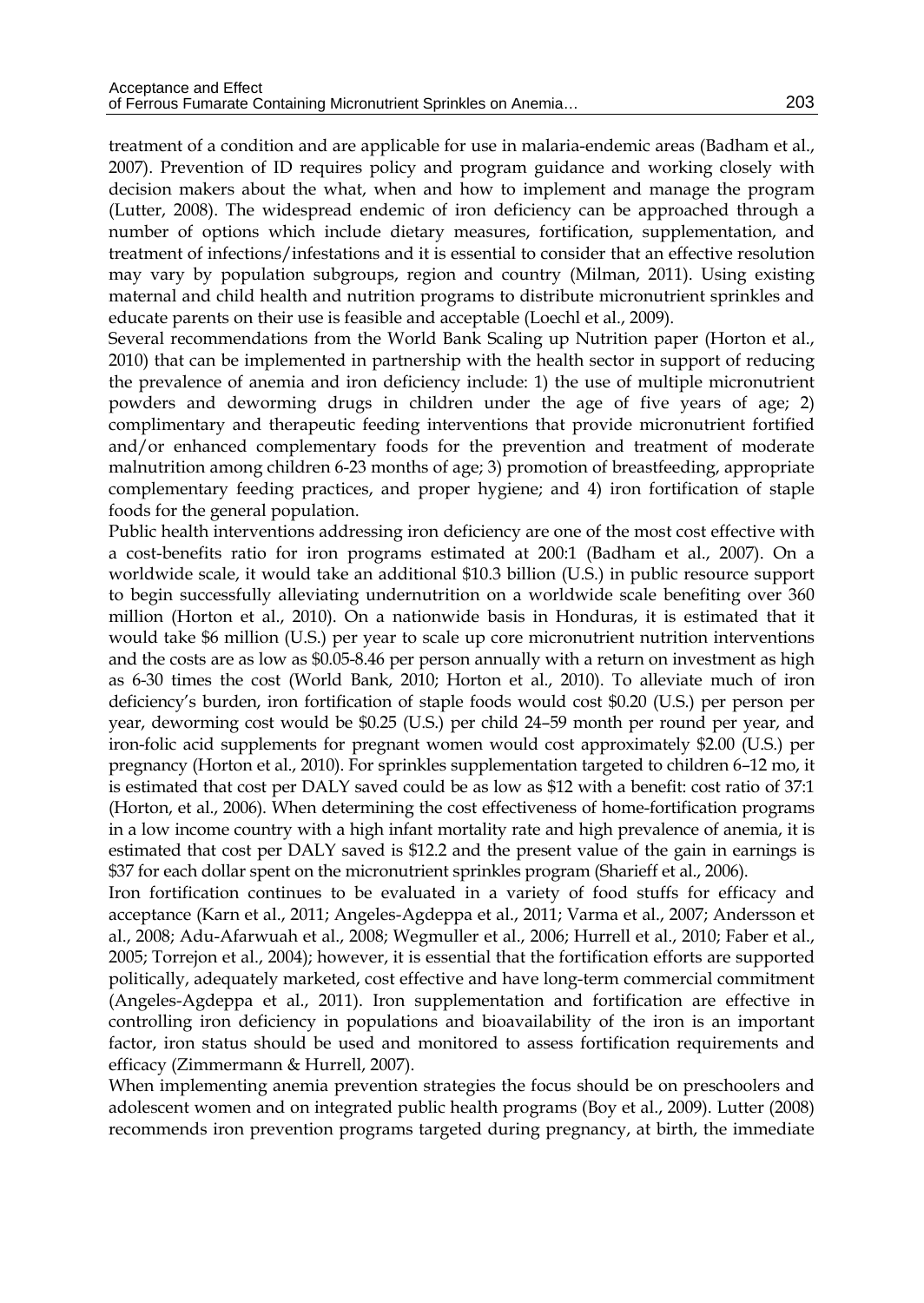treatment of a condition and are applicable for use in malaria-endemic areas (Badham et al., 2007). Prevention of ID requires policy and program guidance and working closely with decision makers about the what, when and how to implement and manage the program (Lutter, 2008). The widespread endemic of iron deficiency can be approached through a number of options which include dietary measures, fortification, supplementation, and treatment of infections/infestations and it is essential to consider that an effective resolution may vary by population subgroups, region and country (Milman, 2011). Using existing maternal and child health and nutrition programs to distribute micronutrient sprinkles and educate parents on their use is feasible and acceptable (Loechl et al., 2009).

Several recommendations from the World Bank Scaling up Nutrition paper (Horton et al., 2010) that can be implemented in partnership with the health sector in support of reducing the prevalence of anemia and iron deficiency include: 1) the use of multiple micronutrient powders and deworming drugs in children under the age of five years of age; 2) complimentary and therapeutic feeding interventions that provide micronutrient fortified and/or enhanced complementary foods for the prevention and treatment of moderate malnutrition among children 6-23 months of age; 3) promotion of breastfeeding, appropriate complementary feeding practices, and proper hygiene; and 4) iron fortification of staple foods for the general population.

Public health interventions addressing iron deficiency are one of the most cost effective with a cost-benefits ratio for iron programs estimated at 200:1 (Badham et al., 2007). On a worldwide scale, it would take an additional $10.3 billion (U.S.) in public resource support to begin successfully alleviating undernutrition on a worldwide scale benefiting over 360 million (Horton et al., 2010). On a nationwide basis in Honduras, it is estimated that it would take $6 million (U.S.) per year to scale up core micronutrient nutrition interventions and the costs are as low as $0.05-8.46 per person annually with a return on investment as high as 6-30 times the cost (World Bank, 2010; Horton et al., 2010). To alleviate much of iron deficiency's burden, iron fortification of staple foods would cost $0.20 (U.S.) per person per year, deworming cost would be $0.25 (U.S.) per child 24–59 month per round per year, and iron-folic acid supplements for pregnant women would cost approximately $2.00 (U.S.) per pregnancy (Horton et al., 2010). For sprinkles supplementation targeted to children 6–12 mo, it is estimated that cost per DALY saved could be as low as $12 with a benefit: cost ratio of 37:1 (Horton, et al., 2006). When determining the cost effectiveness of home-fortification programs in a low income country with a high infant mortality rate and high prevalence of anemia, it is estimated that cost per DALY saved is $12.2 and the present value of the gain in earnings is $37 for each dollar spent on the micronutrient sprinkles program (Sharieff et al., 2006).

Iron fortification continues to be evaluated in a variety of food stuffs for efficacy and acceptance (Karn et al., 2011; Angeles-Agdeppa et al., 2011; Varma et al., 2007; Andersson et al., 2008; Adu-Afarwuah et al., 2008; Wegmuller et al., 2006; Hurrell et al., 2010; Faber et al., 2005; Torrejon et al., 2004); however, it is essential that the fortification efforts are supported politically, adequately marketed, cost effective and have long-term commercial commitment (Angeles-Agdeppa et al., 2011). Iron supplementation and fortification are effective in controlling iron deficiency in populations and bioavailability of the iron is an important factor, iron status should be used and monitored to assess fortification requirements and efficacy (Zimmermann & Hurrell, 2007).

When implementing anemia prevention strategies the focus should be on preschoolers and adolescent women and on integrated public health programs (Boy et al., 2009). Lutter (2008) recommends iron prevention programs targeted during pregnancy, at birth, the immediate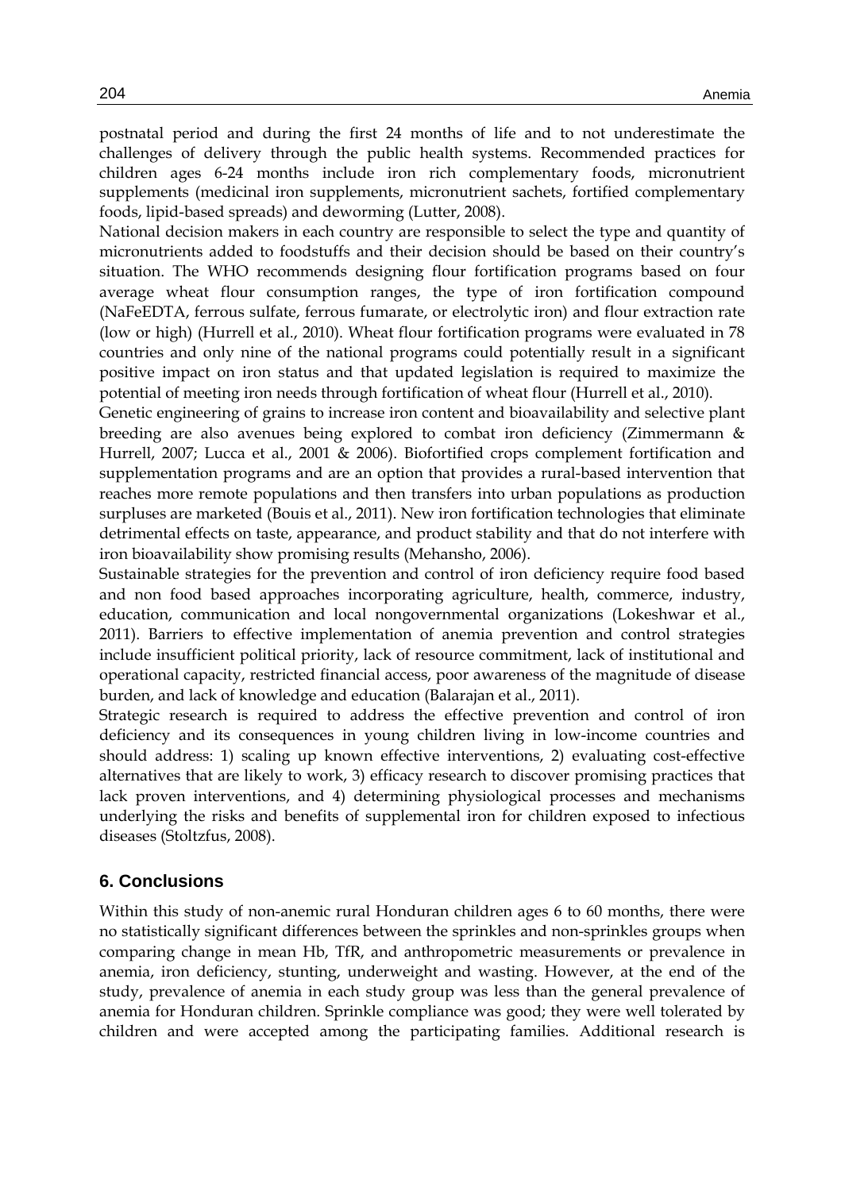postnatal period and during the first 24 months of life and to not underestimate the challenges of delivery through the public health systems. Recommended practices for children ages 6-24 months include iron rich complementary foods, micronutrient supplements (medicinal iron supplements, micronutrient sachets, fortified complementary foods, lipid-based spreads) and deworming (Lutter, 2008).

National decision makers in each country are responsible to select the type and quantity of micronutrients added to foodstuffs and their decision should be based on their country's situation. The WHO recommends designing flour fortification programs based on four average wheat flour consumption ranges, the type of iron fortification compound (NaFeEDTA, ferrous sulfate, ferrous fumarate, or electrolytic iron) and flour extraction rate (low or high) (Hurrell et al., 2010). Wheat flour fortification programs were evaluated in 78 countries and only nine of the national programs could potentially result in a significant positive impact on iron status and that updated legislation is required to maximize the potential of meeting iron needs through fortification of wheat flour (Hurrell et al., 2010).

Genetic engineering of grains to increase iron content and bioavailability and selective plant breeding are also avenues being explored to combat iron deficiency (Zimmermann & Hurrell, 2007; Lucca et al., 2001 & 2006). Biofortified crops complement fortification and supplementation programs and are an option that provides a rural-based intervention that reaches more remote populations and then transfers into urban populations as production surpluses are marketed (Bouis et al., 2011). New iron fortification technologies that eliminate detrimental effects on taste, appearance, and product stability and that do not interfere with iron bioavailability show promising results (Mehansho, 2006).

Sustainable strategies for the prevention and control of iron deficiency require food based and non food based approaches incorporating agriculture, health, commerce, industry, education, communication and local nongovernmental organizations (Lokeshwar et al., 2011). Barriers to effective implementation of anemia prevention and control strategies include insufficient political priority, lack of resource commitment, lack of institutional and operational capacity, restricted financial access, poor awareness of the magnitude of disease burden, and lack of knowledge and education (Balarajan et al., 2011).

Strategic research is required to address the effective prevention and control of iron deficiency and its consequences in young children living in low-income countries and should address: 1) scaling up known effective interventions, 2) evaluating cost-effective alternatives that are likely to work, 3) efficacy research to discover promising practices that lack proven interventions, and 4) determining physiological processes and mechanisms underlying the risks and benefits of supplemental iron for children exposed to infectious diseases (Stoltzfus, 2008).

## 6. Conclusions

Within this study of non-anemic rural Honduran children ages 6 to 60 months, there were no statistically significant differences between the sprinkles and non-sprinkles groups when comparing change in mean Hb, TfR, and anthropometric measurements or prevalence in anemia, iron deficiency, stunting, underweight and wasting. However, at the end of the study, prevalence of anemia in each study group was less than the general prevalence of anemia for Honduran children. Sprinkle compliance was good; they were well tolerated by children and were accepted among the participating families. Additional research is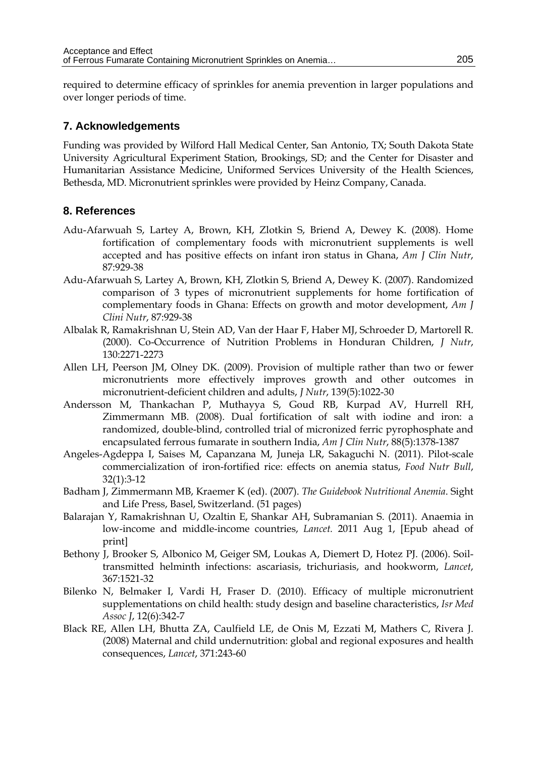required to determine efficacy of sprinkles for anemia prevention in larger populations and over longer periods of time.

## 7. Acknowledgements

Funding was provided by Wilford Hall Medical Center, San Antonio, TX; South Dakota State University Agricultural Experiment Station, Brookings, SD; and the Center for Disaster and Humanitarian Assistance Medicine, Uniformed Services University of the Health Sciences, Bethesda, MD. Micronutrient sprinkles were provided by Heinz Company, Canada.

## 8. References

Adu-Afarwuah S, Lartey A, Brown, KH, Zlotkin S, Briend A, Dewey K. (2008). Home fortification of complementary foods with micronutrient supplements is well accepted and has positive effects on infant iron status in Ghana, *Am J Clin Nutr*, 87:929-38

Adu-Afarwuah S, Lartey A, Brown, KH, Zlotkin S, Briend A, Dewey K. (2007). Randomized comparison of 3 types of micronutrient supplements for home fortification of complementary foods in Ghana: Effects on growth and motor development, *Am J Clini Nutr*, 87:929-38

Albalak R, Ramakrishnan U, Stein AD, Van der Haar F, Haber MJ, Schroeder D, Martorell R. (2000). Co-Occurrence of Nutrition Problems in Honduran Children, *J Nutr*, 130:2271-2273

Allen LH, Peerson JM, Olney DK. (2009). Provision of multiple rather than two or fewer micronutrients more effectively improves growth and other outcomes in micronutrient-deficient children and adults, *J Nutr*, 139(5):1022-30

Andersson M, Thankachan P, Muthayya S, Goud RB, Kurpad AV, Hurrell RH, Zimmermann MB. (2008). Dual fortification of salt with iodine and iron: a randomized, double-blind, controlled trial of micronized ferric pyrophosphate and encapsulated ferrous fumarate in southern India, *Am J Clin Nutr*, 88(5):1378-1387

Angeles-Agdeppa I, Saises M, Capanzana M, Juneja LR, Sakaguchi N. (2011). Pilot-scale commercialization of iron-fortified rice: effects on anemia status, *Food Nutr Bull*, 32(1):3-12

Badham J, Zimmermann MB, Kraemer K (ed). (2007). *The Guidebook Nutritional Anemia*. Sight and Life Press, Basel, Switzerland. (51 pages)

Balarajan Y, Ramakrishnan U, Ozaltin E, Shankar AH, Subramanian S. (2011). Anaemia in low-income and middle-income countries, *Lancet.* 2011 Aug 1, [Epub ahead of print]

Bethony J, Brooker S, Albonico M, Geiger SM, Loukas A, Diemert D, Hotez PJ. (2006). Soil-transmitted helminth infections: ascariasis, trichuriasis, and hookworm, *Lancet*, 367:1521-32

Bilenko N, Belmaker I, Vardi H, Fraser D. (2010). Efficacy of multiple micronutrient supplementations on child health: study design and baseline characteristics, *Isr Med Assoc J*, 12(6):342-7

Black RE, Allen LH, Bhutta ZA, Caulfield LE, de Onis M, Ezzati M, Mathers C, Rivera J. (2008) Maternal and child undernutrition: global and regional exposures and health consequences, *Lancet*, 371:243-60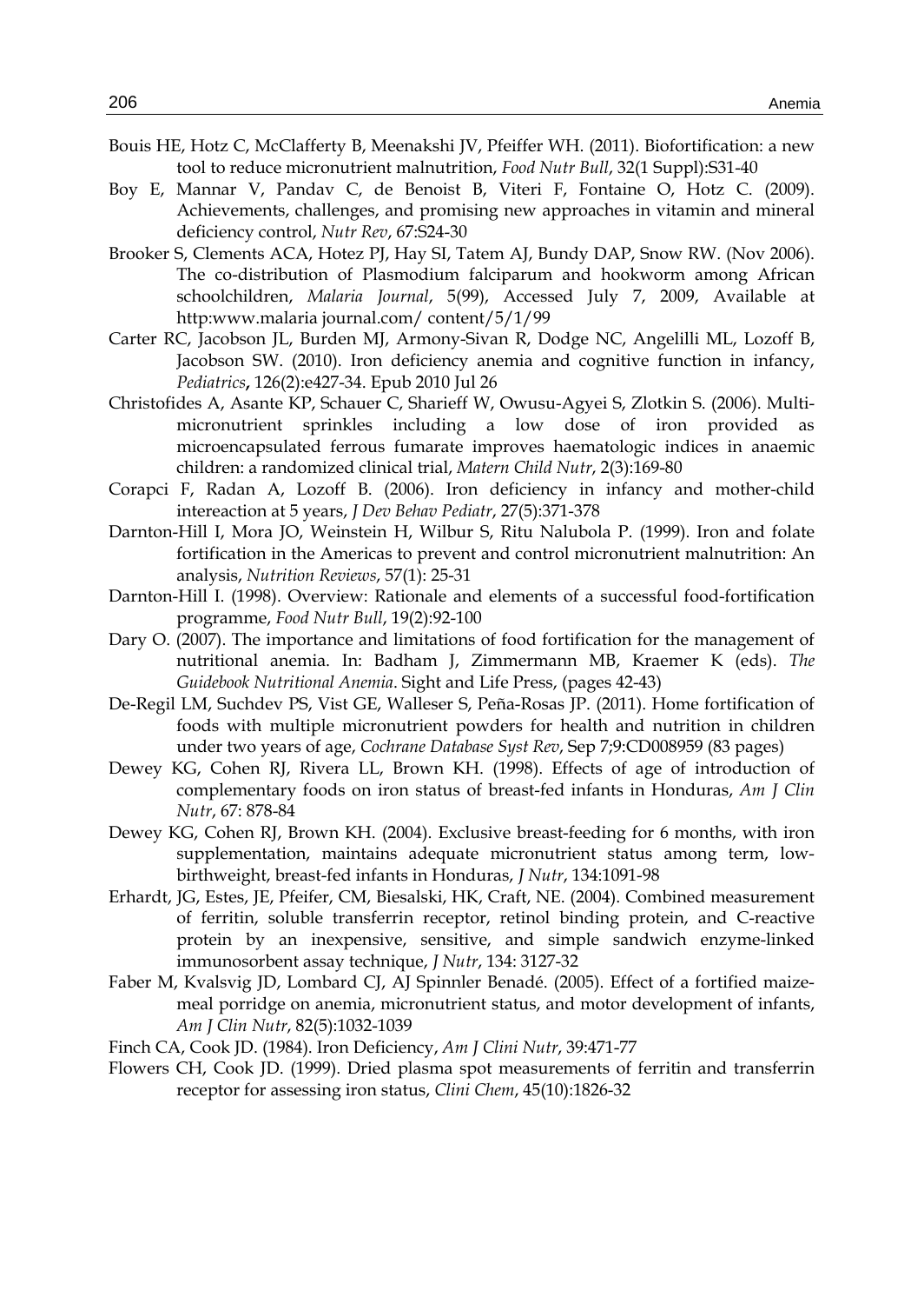Bouis HE, Hotz C, McClafferty B, Meenakshi JV, Pfeiffer WH. (2011). Biofortification: a new tool to reduce micronutrient malnutrition, *Food Nutr Bull*, 32(1 Suppl):S31-40

Boy E, Mannar V, Pandav C, de Benoist B, Viteri F, Fontaine O, Hotz C. (2009). Achievements, challenges, and promising new approaches in vitamin and mineral deficiency control, *Nutr Rev*, 67:S24-30

Brooker S, Clements ACA, Hotez PJ, Hay SI, Tatem AJ, Bundy DAP, Snow RW. (Nov 2006). The co-distribution of Plasmodium falciparum and hookworm among African schoolchildren, *Malaria Journal*, 5(99), Accessed July 7, 2009, Available at http:www.malaria journal.com/ content/5/1/99

Carter RC, Jacobson JL, Burden MJ, Armony-Sivan R, Dodge NC, Angelilli ML, Lozoff B, Jacobson SW. (2010). Iron deficiency anemia and cognitive function in infancy, *Pediatrics*, 126(2):e427-34. Epub 2010 Jul 26

Christofides A, Asante KP, Schauer C, Sharieff W, Owusu-Agyei S, Zlotkin S. (2006). Multi-micronutrient sprinkles including a low dose of iron provided as microencapsulated ferrous fumarate improves haematologic indices in anaemic children: a randomized clinical trial, *Matern Child Nutr*, 2(3):169-80

Corapci F, Radan A, Lozoff B. (2006). Iron deficiency in infancy and mother-child intereaction at 5 years, *J Dev Behav Pediatr*, 27(5):371-378

Darnton-Hill I, Mora JO, Weinstein H, Wilbur S, Ritu Nalubola P. (1999). Iron and folate fortification in the Americas to prevent and control micronutrient malnutrition: An analysis, *Nutrition Reviews*, 57(1): 25-31

Darnton-Hill I. (1998). Overview: Rationale and elements of a successful food-fortification programme, *Food Nutr Bull*, 19(2):92-100

Dary O. (2007). The importance and limitations of food fortification for the management of nutritional anemia. In: Badham J, Zimmermann MB, Kraemer K (eds). *The Guidebook Nutritional Anemia*. Sight and Life Press, (pages 42-43)

De-Regil LM, Suchdev PS, Vist GE, Walleser S, Peña-Rosas JP. (2011). Home fortification of foods with multiple micronutrient powders for health and nutrition in children under two years of age, *Cochrane Database Syst Rev*, Sep 7;9:CD008959 (83 pages)

Dewey KG, Cohen RJ, Rivera LL, Brown KH. (1998). Effects of age of introduction of complementary foods on iron status of breast-fed infants in Honduras, *Am J Clin Nutr*, 67: 878-84

Dewey KG, Cohen RJ, Brown KH. (2004). Exclusive breast-feeding for 6 months, with iron supplementation, maintains adequate micronutrient status among term, low-birthweight, breast-fed infants in Honduras, *J Nutr*, 134:1091-98

Erhardt, JG, Estes, JE, Pfeifer, CM, Biesalski, HK, Craft, NE. (2004). Combined measurement of ferritin, soluble transferrin receptor, retinol binding protein, and C-reactive protein by an inexpensive, sensitive, and simple sandwich enzyme-linked immunosorbent assay technique, *J Nutr*, 134: 3127-32

Faber M, Kvalsvig JD, Lombard CJ, AJ Spinnler Benadé. (2005). Effect of a fortified maize-meal porridge on anemia, micronutrient status, and motor development of infants, *Am J Clin Nutr*, 82(5):1032-1039

Finch CA, Cook JD. (1984). Iron Deficiency, *Am J Clini Nutr*, 39:471-77

Flowers CH, Cook JD. (1999). Dried plasma spot measurements of ferritin and transferrin receptor for assessing iron status, *Clini Chem*, 45(10):1826-32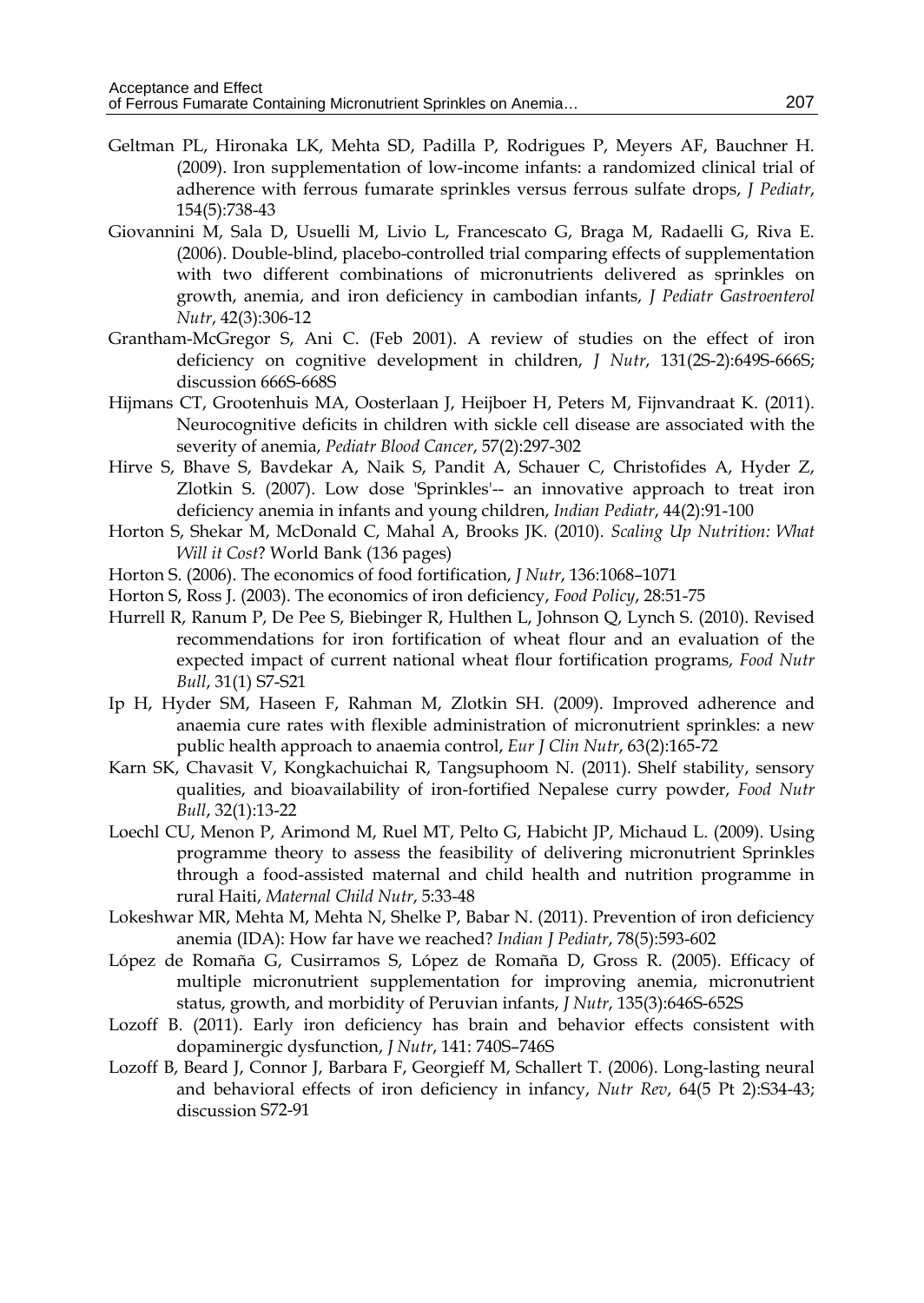Geltman PL, Hironaka LK, Mehta SD, Padilla P, Rodrigues P, Meyers AF, Bauchner H. (2009). Iron supplementation of low-income infants: a randomized clinical trial of adherence with ferrous fumarate sprinkles versus ferrous sulfate drops, *J Pediatr*, 154(5):738-43

Giovannini M, Sala D, Usuelli M, Livio L, Francescato G, Braga M, Radaelli G, Riva E. (2006). Double-blind, placebo-controlled trial comparing effects of supplementation with two different combinations of micronutrients delivered as sprinkles on growth, anemia, and iron deficiency in cambodian infants, *J Pediatr Gastroenterol Nutr*, 42(3):306-12

Grantham-McGregor S, Ani C. (Feb 2001). A review of studies on the effect of iron deficiency on cognitive development in children, *J Nutr*, 131(2S-2):649S-666S; discussion 666S-668S

Hijmans CT, Grootenhuis MA, Oosterlaan J, Heijboer H, Peters M, Fijnvandraat K. (2011). Neurocognitive deficits in children with sickle cell disease are associated with the severity of anemia, *Pediatr Blood Cancer*, 57(2):297-302

Hirve S, Bhave S, Bavdekar A, Naik S, Pandit A, Schauer C, Christofides A, Hyder Z, Zlotkin S. (2007). Low dose 'Sprinkles'-- an innovative approach to treat iron deficiency anemia in infants and young children, *Indian Pediatr*, 44(2):91-100

Horton S, Shekar M, McDonald C, Mahal A, Brooks JK. (2010). *Scaling Up Nutrition: What Will it Cost*? World Bank (136 pages)

Horton S. (2006). The economics of food fortification, *J Nutr*, 136:1068–1071

Horton S, Ross J. (2003). The economics of iron deficiency, *Food Policy*, 28:51-75

Hurrell R, Ranum P, De Pee S, Biebinger R, Hulthen L, Johnson Q, Lynch S. (2010). Revised recommendations for iron fortification of wheat flour and an evaluation of the expected impact of current national wheat flour fortification programs, *Food Nutr Bull*, 31(1) S7-S21

Ip H, Hyder SM, Haseen F, Rahman M, Zlotkin SH. (2009). Improved adherence and anaemia cure rates with flexible administration of micronutrient sprinkles: a new public health approach to anaemia control, *Eur J Clin Nutr*, 63(2):165-72

Karn SK, Chavasit V, Kongkachuichai R, Tangsuphoom N. (2011). Shelf stability, sensory qualities, and bioavailability of iron-fortified Nepalese curry powder, *Food Nutr Bull*, 32(1):13-22

Loechl CU, Menon P, Arimond M, Ruel MT, Pelto G, Habicht JP, Michaud L. (2009). Using programme theory to assess the feasibility of delivering micronutrient Sprinkles through a food-assisted maternal and child health and nutrition programme in rural Haiti, *Maternal Child Nutr*, 5:33-48

Lokeshwar MR, Mehta M, Mehta N, Shelke P, Babar N. (2011). Prevention of iron deficiency anemia (IDA): How far have we reached? *Indian J Pediatr*, 78(5):593-602

López de Romaña G, Cusirramos S, López de Romaña D, Gross R. (2005). Efficacy of multiple micronutrient supplementation for improving anemia, micronutrient status, growth, and morbidity of Peruvian infants, *J Nutr*, 135(3):646S-652S

Lozoff B. (2011). Early iron deficiency has brain and behavior effects consistent with dopaminergic dysfunction, *J Nutr*, 141: 740S–746S

Lozoff B, Beard J, Connor J, Barbara F, Georgieff M, Schallert T. (2006). Long-lasting neural and behavioral effects of iron deficiency in infancy, *Nutr Rev*, 64(5 Pt 2):S34-43; discussion S72-91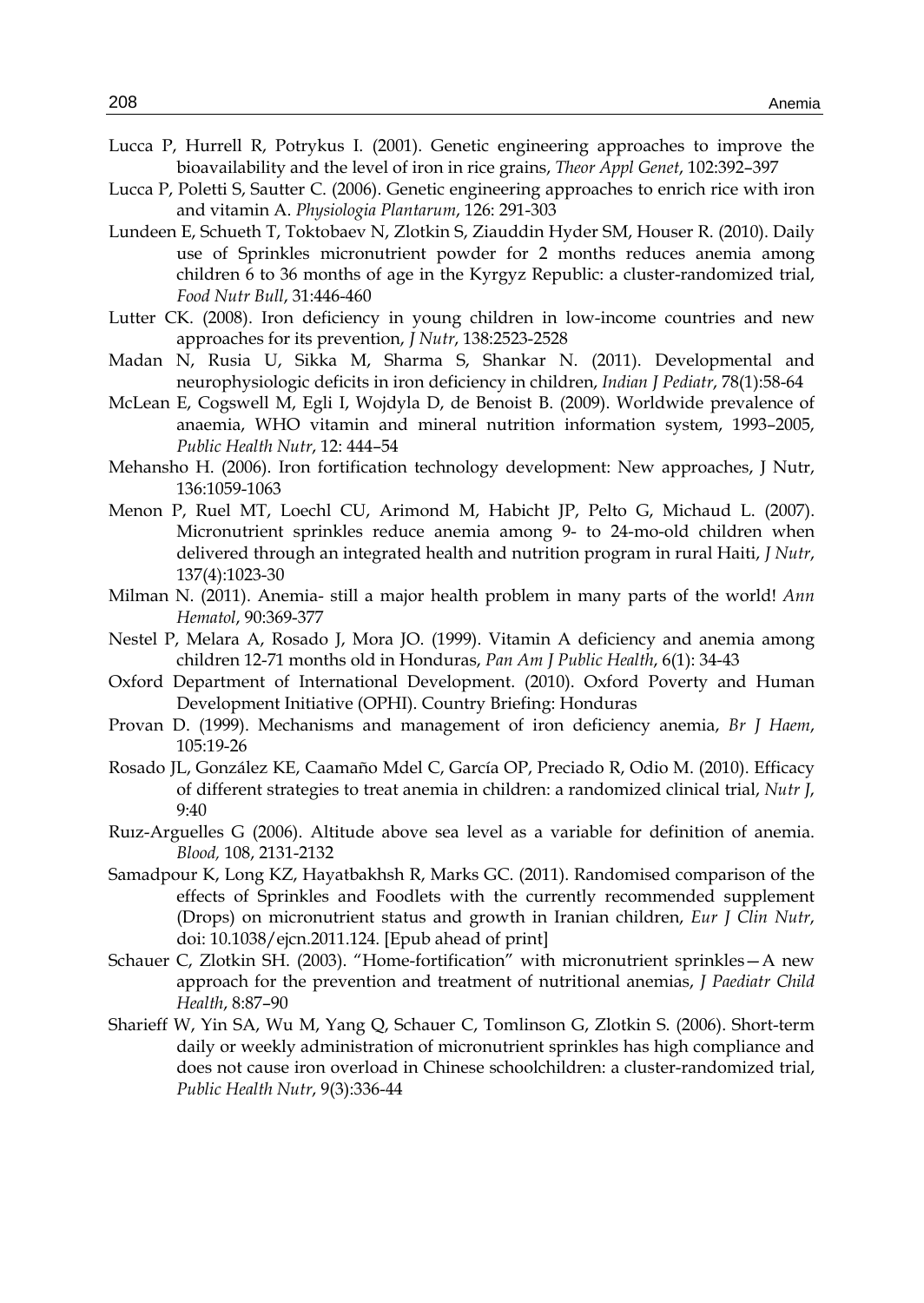Lucca P, Hurrell R, Potrykus I. (2001). Genetic engineering approaches to improve the bioavailability and the level of iron in rice grains, *Theor Appl Genet*, 102:392–397

Lucca P, Poletti S, Sautter C. (2006). Genetic engineering approaches to enrich rice with iron and vitamin A. *Physiologia Plantarum*, 126: 291-303

Lundeen E, Schueth T, Toktobaev N, Zlotkin S, Ziauddin Hyder SM, Houser R. (2010). Daily use of Sprinkles micronutrient powder for 2 months reduces anemia among children 6 to 36 months of age in the Kyrgyz Republic: a cluster-randomized trial, *Food Nutr Bull*, 31:446-460

Lutter CK. (2008). Iron deficiency in young children in low-income countries and new approaches for its prevention, *J Nutr*, 138:2523-2528

Madan N, Rusia U, Sikka M, Sharma S, Shankar N. (2011). Developmental and neurophysiologic deficits in iron deficiency in children, *Indian J Pediatr*, 78(1):58-64

McLean E, Cogswell M, Egli I, Wojdyla D, de Benoist B. (2009). Worldwide prevalence of anaemia, WHO vitamin and mineral nutrition information system, 1993–2005, *Public Health Nutr*, 12: 444–54

Mehansho H. (2006). Iron fortification technology development: New approaches, J Nutr, 136:1059-1063

Menon P, Ruel MT, Loechl CU, Arimond M, Habicht JP, Pelto G, Michaud L. (2007). Micronutrient sprinkles reduce anemia among 9- to 24-mo-old children when delivered through an integrated health and nutrition program in rural Haiti, *J Nutr*, 137(4):1023-30

Milman N. (2011). Anemia- still a major health problem in many parts of the world! *Ann Hematol*, 90:369-377

Nestel P, Melara A, Rosado J, Mora JO. (1999). Vitamin A deficiency and anemia among children 12-71 months old in Honduras, *Pan Am J Public Health*, 6(1): 34-43

Oxford Department of International Development. (2010). Oxford Poverty and Human Development Initiative (OPHI). Country Briefing: Honduras

Provan D. (1999). Mechanisms and management of iron deficiency anemia, *Br J Haem*, 105:19-26

Rosado JL, González KE, Caamaño Mdel C, García OP, Preciado R, Odio M. (2010). Efficacy of different strategies to treat anemia in children: a randomized clinical trial, *Nutr J*, 9:40

Ruız-Arguelles G (2006). Altitude above sea level as a variable for definition of anemia. *Blood,* 108, 2131-2132

Samadpour K, Long KZ, Hayatbakhsh R, Marks GC. (2011). Randomised comparison of the effects of Sprinkles and Foodlets with the currently recommended supplement (Drops) on micronutrient status and growth in Iranian children, *Eur J Clin Nutr*, doi: 10.1038/ejcn.2011.124. [Epub ahead of print]

Schauer C, Zlotkin SH. (2003). "Home-fortification" with micronutrient sprinkles—A new approach for the prevention and treatment of nutritional anemias, *J Paediatr Child Health*, 8:87–90

Sharieff W, Yin SA, Wu M, Yang Q, Schauer C, Tomlinson G, Zlotkin S. (2006). Short-term daily or weekly administration of micronutrient sprinkles has high compliance and does not cause iron overload in Chinese schoolchildren: a cluster-randomized trial, *Public Health Nutr*, 9(3):336-44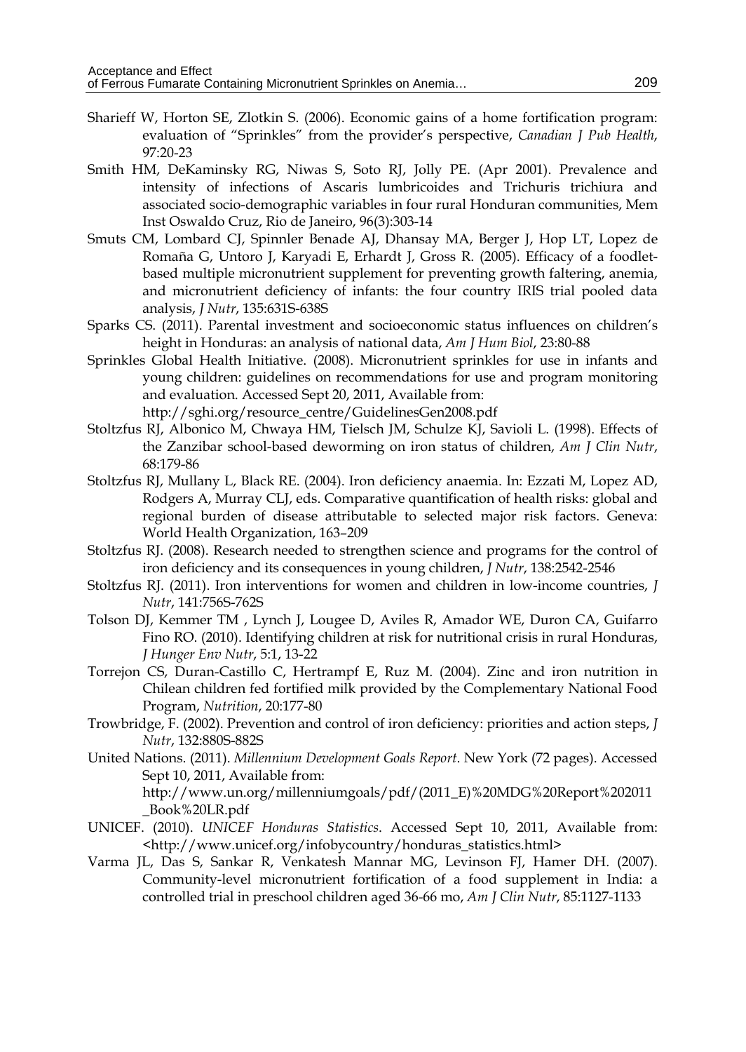Sharieff W, Horton SE, Zlotkin S. (2006). Economic gains of a home fortification program: evaluation of "Sprinkles" from the provider's perspective, *Canadian J Pub Health*, 97:20-23

Smith HM, DeKaminsky RG, Niwas S, Soto RJ, Jolly PE. (Apr 2001). Prevalence and intensity of infections of Ascaris lumbricoides and Trichuris trichiura and associated socio-demographic variables in four rural Honduran communities, Mem Inst Oswaldo Cruz, Rio de Janeiro, 96(3):303-14

Smuts CM, Lombard CJ, Spinnler Benade AJ, Dhansay MA, Berger J, Hop LT, Lopez de Romaña G, Untoro J, Karyadi E, Erhardt J, Gross R. (2005). Efficacy of a foodlet-based multiple micronutrient supplement for preventing growth faltering, anemia, and micronutrient deficiency of infants: the four country IRIS trial pooled data analysis, *J Nutr*, 135:631S-638S

Sparks CS. (2011). Parental investment and socioeconomic status influences on children's height in Honduras: an analysis of national data, *Am J Hum Biol*, 23:80-88

Sprinkles Global Health Initiative. (2008). Micronutrient sprinkles for use in infants and young children: guidelines on recommendations for use and program monitoring and evaluation. Accessed Sept 20, 2011, Available from: http://sghi.org/resource_centre/GuidelinesGen2008.pdf

Stoltzfus RJ, Albonico M, Chwaya HM, Tielsch JM, Schulze KJ, Savioli L. (1998). Effects of the Zanzibar school-based deworming on iron status of children, *Am J Clin Nutr*, 68:179-86

Stoltzfus RJ, Mullany L, Black RE. (2004). Iron deficiency anaemia. In: Ezzati M, Lopez AD, Rodgers A, Murray CLJ, eds. Comparative quantification of health risks: global and regional burden of disease attributable to selected major risk factors. Geneva: World Health Organization, 163–209

Stoltzfus RJ. (2008). Research needed to strengthen science and programs for the control of iron deficiency and its consequences in young children, *J Nutr*, 138:2542-2546

Stoltzfus RJ. (2011). Iron interventions for women and children in low-income countries, *J Nutr*, 141:756S-762S

Tolson DJ, Kemmer TM , Lynch J, Lougee D, Aviles R, Amador WE, Duron CA, Guifarro Fino RO. (2010). Identifying children at risk for nutritional crisis in rural Honduras, *J Hunger Env Nutr*, 5:1, 13-22

Torrejon CS, Duran-Castillo C, Hertrampf E, Ruz M. (2004). Zinc and iron nutrition in Chilean children fed fortified milk provided by the Complementary National Food Program, *Nutrition*, 20:177-80

Trowbridge, F. (2002). Prevention and control of iron deficiency: priorities and action steps, *J Nutr*, 132:880S-882S

United Nations. (2011). *Millennium Development Goals Report*. New York (72 pages). Accessed Sept 10, 2011, Available from: http://www.un.org/millenniumgoals/pdf/(2011_E)%20MDG%20Report%202011_Book%20LR.pdf

UNICEF. (2010). *UNICEF Honduras Statistics*. Accessed Sept 10, 2011, Available from: <http://www.unicef.org/infobycountry/honduras_statistics.html>

Varma JL, Das S, Sankar R, Venkatesh Mannar MG, Levinson FJ, Hamer DH. (2007). Community-level micronutrient fortification of a food supplement in India: a controlled trial in preschool children aged 36-66 mo, *Am J Clin Nutr*, 85:1127-1133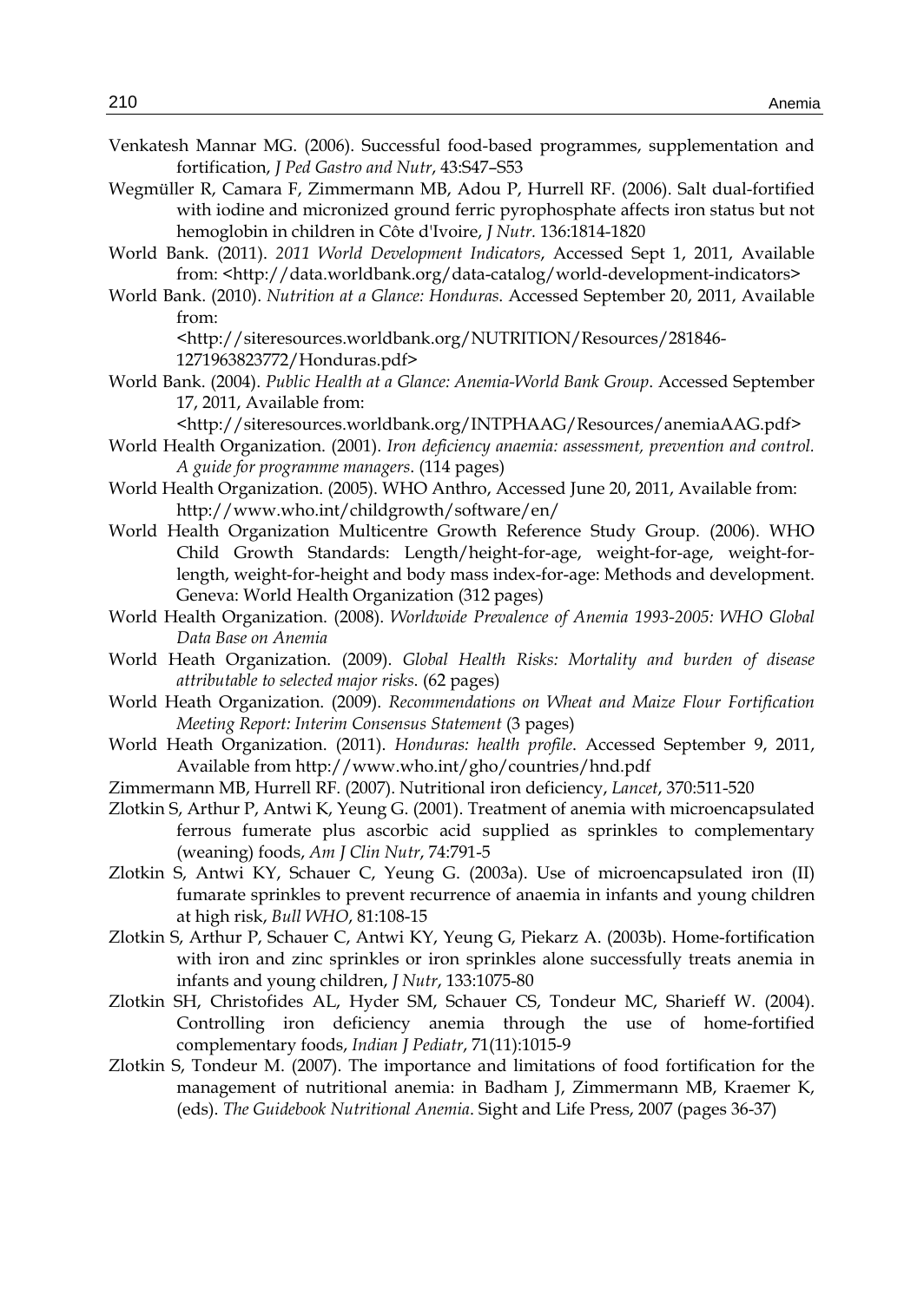Venkatesh Mannar MG. (2006). Successful food-based programmes, supplementation and fortification, *J Ped Gastro and Nutr*, 43:S47–S53

Wegmüller R, Camara F, Zimmermann MB, Adou P, Hurrell RF. (2006). Salt dual-fortified with iodine and micronized ground ferric pyrophosphate affects iron status but not hemoglobin in children in Côte d'Ivoire, *J Nutr.* 136:1814-1820

World Bank. (2011). *2011 World Development Indicators*, Accessed Sept 1, 2011, Available from: <http://data.worldbank.org/data-catalog/world-development-indicators>

World Bank. (2010). *Nutrition at a Glance: Honduras.* Accessed September 20, 2011, Available from: <http://siteresources.worldbank.org/NUTRITION/Resources/281846-1271963823772/Honduras.pdf>

World Bank. (2004). *Public Health at a Glance: Anemia-World Bank Group*. Accessed September 17, 2011, Available from: <http://siteresources.worldbank.org/INTPHAAG/Resources/anemiaAAG.pdf>

World Health Organization. (2001). *Iron deficiency anaemia: assessment, prevention and control. A guide for programme managers*. (114 pages)

World Health Organization. (2005). WHO Anthro, Accessed June 20, 2011, Available from: http://www.who.int/childgrowth/software/en/

World Health Organization Multicentre Growth Reference Study Group. (2006). WHO Child Growth Standards: Length/height-for-age, weight-for-age, weight-for-length, weight-for-height and body mass index-for-age: Methods and development. Geneva: World Health Organization (312 pages)

World Health Organization. (2008). *Worldwide Prevalence of Anemia 1993-2005: WHO Global Data Base on Anemia*

World Heath Organization. (2009). *Global Health Risks: Mortality and burden of disease attributable to selected major risks*. (62 pages)

World Heath Organization. (2009). *Recommendations on Wheat and Maize Flour Fortification Meeting Report: Interim Consensus Statement* (3 pages)

World Heath Organization. (2011). *Honduras: health profile*. Accessed September 9, 2011, Available from http://www.who.int/gho/countries/hnd.pdf

Zimmermann MB, Hurrell RF. (2007). Nutritional iron deficiency, *Lancet*, 370:511-520

Zlotkin S, Arthur P, Antwi K, Yeung G. (2001). Treatment of anemia with microencapsulated ferrous fumerate plus ascorbic acid supplied as sprinkles to complementary (weaning) foods, *Am J Clin Nutr*, 74:791-5

Zlotkin S, Antwi KY, Schauer C, Yeung G. (2003a). Use of microencapsulated iron (II) fumarate sprinkles to prevent recurrence of anaemia in infants and young children at high risk, *Bull WHO*, 81:108-15

Zlotkin S, Arthur P, Schauer C, Antwi KY, Yeung G, Piekarz A. (2003b). Home-fortification with iron and zinc sprinkles or iron sprinkles alone successfully treats anemia in infants and young children, *J Nutr*, 133:1075-80

Zlotkin SH, Christofides AL, Hyder SM, Schauer CS, Tondeur MC, Sharieff W. (2004). Controlling iron deficiency anemia through the use of home-fortified complementary foods, *Indian J Pediatr*, 71(11):1015-9

Zlotkin S, Tondeur M. (2007). The importance and limitations of food fortification for the management of nutritional anemia: in Badham J, Zimmermann MB, Kraemer K, (eds). *The Guidebook Nutritional Anemia*. Sight and Life Press, 2007 (pages 36-37)